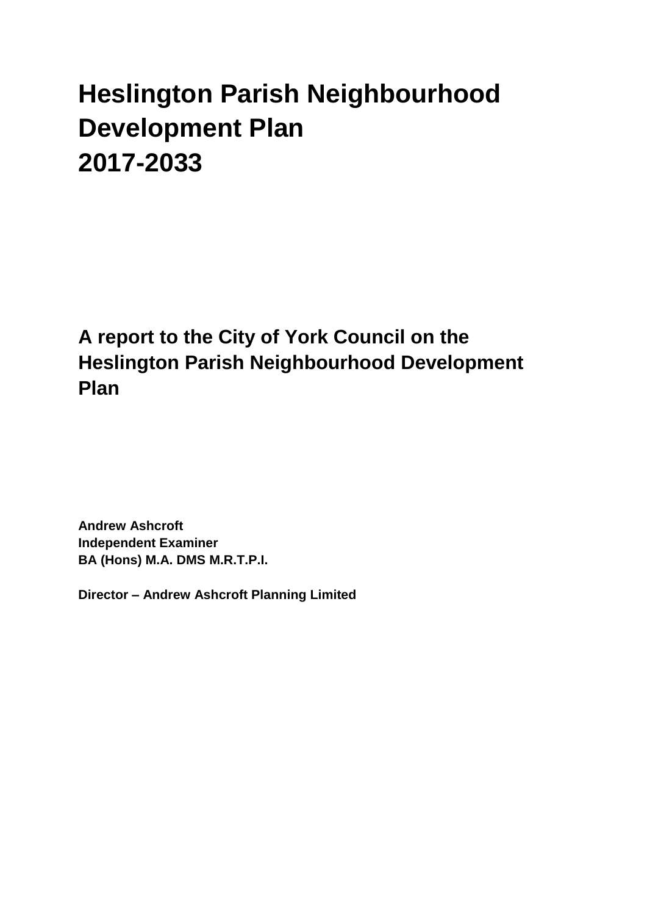# Heslington Parish Neighbourhood Development Plan 2017-2033

## A report to the City of York Council on the Heslington Parish Neighbourhood Development Plan

**Andrew Ashcroft**
**Independent Examiner**
**BA (Hons) M.A. DMS M.R.T.P.I.**

**Director – Andrew Ashcroft Planning Limited**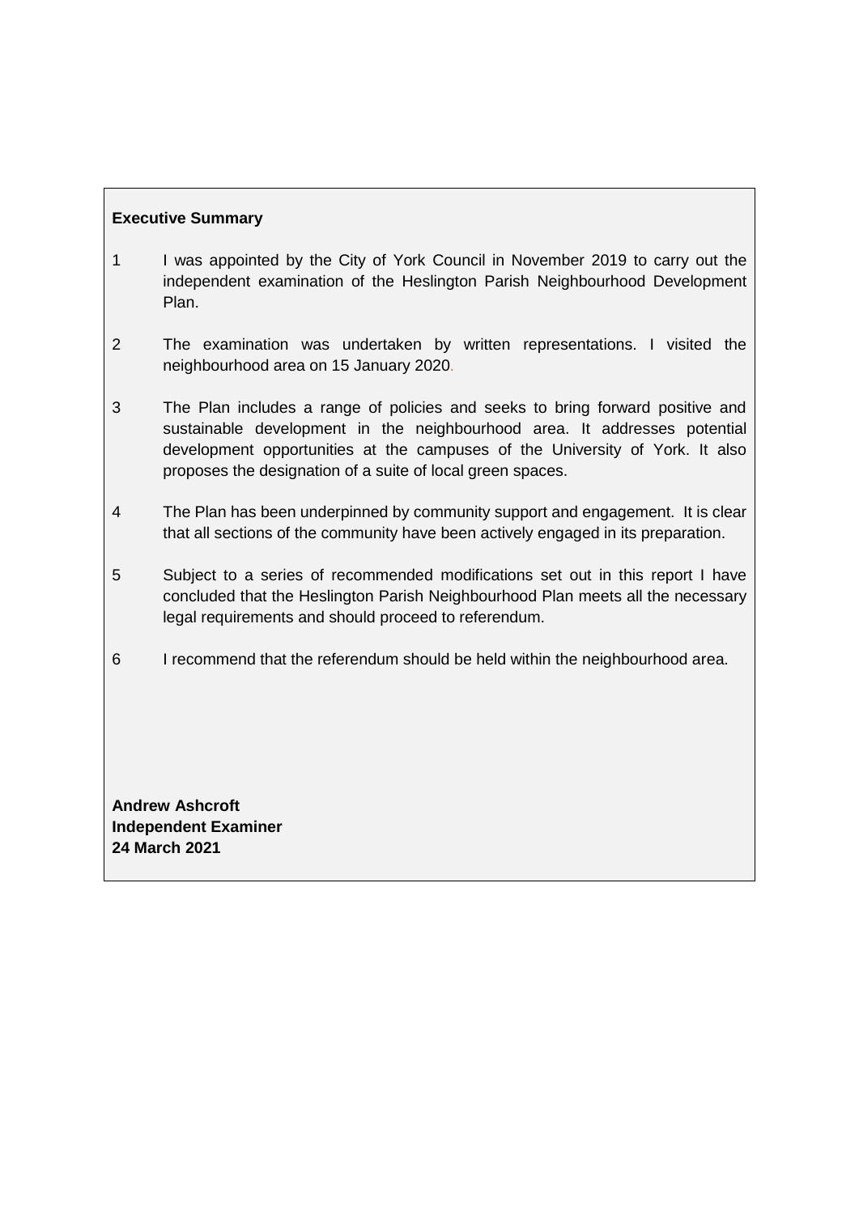**Executive Summary**

1 I was appointed by the City of York Council in November 2019 to carry out the independent examination of the Heslington Parish Neighbourhood Development Plan.

2 The examination was undertaken by written representations. I visited the neighbourhood area on 15 January 2020.

3 The Plan includes a range of policies and seeks to bring forward positive and sustainable development in the neighbourhood area. It addresses potential development opportunities at the campuses of the University of York. It also proposes the designation of a suite of local green spaces.

4 The Plan has been underpinned by community support and engagement. It is clear that all sections of the community have been actively engaged in its preparation.

5 Subject to a series of recommended modifications set out in this report I have concluded that the Heslington Parish Neighbourhood Plan meets all the necessary legal requirements and should proceed to referendum.

6 I recommend that the referendum should be held within the neighbourhood area.

**Andrew Ashcroft**
**Independent Examiner**
**24 March 2021**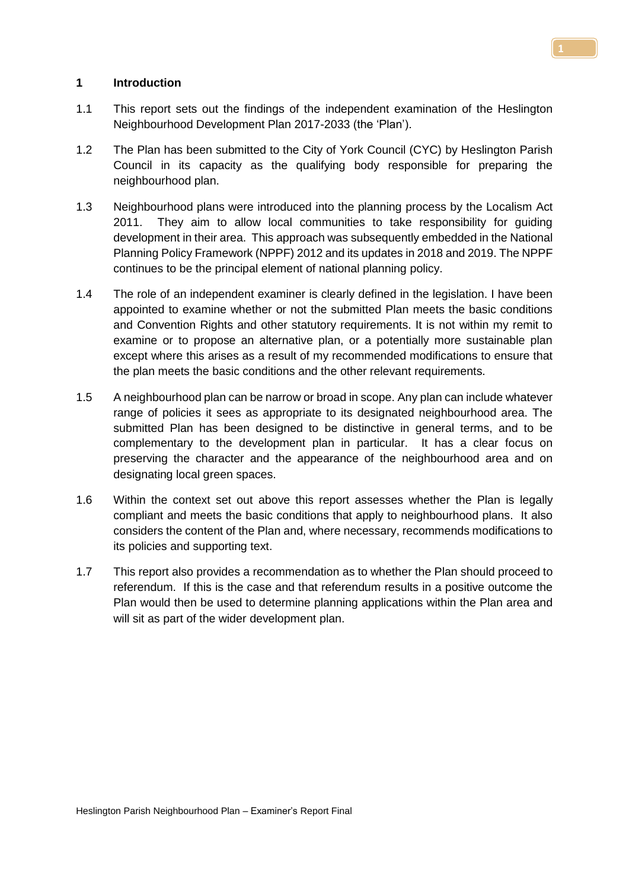## 1 Introduction

1.1 This report sets out the findings of the independent examination of the Heslington Neighbourhood Development Plan 2017-2033 (the 'Plan').

1.2 The Plan has been submitted to the City of York Council (CYC) by Heslington Parish Council in its capacity as the qualifying body responsible for preparing the neighbourhood plan.

1.3 Neighbourhood plans were introduced into the planning process by the Localism Act 2011. They aim to allow local communities to take responsibility for guiding development in their area. This approach was subsequently embedded in the National Planning Policy Framework (NPPF) 2012 and its updates in 2018 and 2019. The NPPF continues to be the principal element of national planning policy.

1.4 The role of an independent examiner is clearly defined in the legislation. I have been appointed to examine whether or not the submitted Plan meets the basic conditions and Convention Rights and other statutory requirements. It is not within my remit to examine or to propose an alternative plan, or a potentially more sustainable plan except where this arises as a result of my recommended modifications to ensure that the plan meets the basic conditions and the other relevant requirements.

1.5 A neighbourhood plan can be narrow or broad in scope. Any plan can include whatever range of policies it sees as appropriate to its designated neighbourhood area. The submitted Plan has been designed to be distinctive in general terms, and to be complementary to the development plan in particular. It has a clear focus on preserving the character and the appearance of the neighbourhood area and on designating local green spaces.

1.6 Within the context set out above this report assesses whether the Plan is legally compliant and meets the basic conditions that apply to neighbourhood plans. It also considers the content of the Plan and, where necessary, recommends modifications to its policies and supporting text.

1.7 This report also provides a recommendation as to whether the Plan should proceed to referendum. If this is the case and that referendum results in a positive outcome the Plan would then be used to determine planning applications within the Plan area and will sit as part of the wider development plan.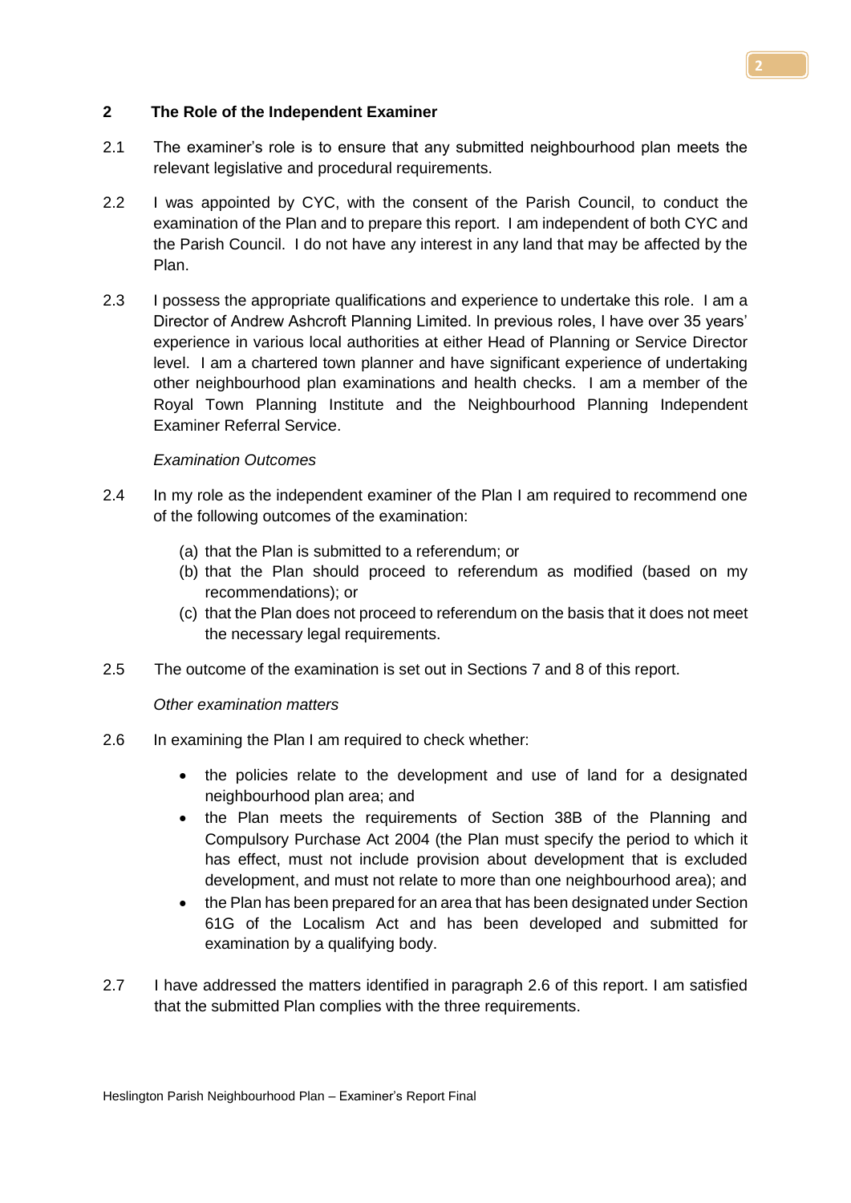## 2 The Role of the Independent Examiner

2.1 The examiner's role is to ensure that any submitted neighbourhood plan meets the relevant legislative and procedural requirements.

2.2 I was appointed by CYC, with the consent of the Parish Council, to conduct the examination of the Plan and to prepare this report. I am independent of both CYC and the Parish Council. I do not have any interest in any land that may be affected by the Plan.

2.3 I possess the appropriate qualifications and experience to undertake this role. I am a Director of Andrew Ashcroft Planning Limited. In previous roles, I have over 35 years' experience in various local authorities at either Head of Planning or Service Director level. I am a chartered town planner and have significant experience of undertaking other neighbourhood plan examinations and health checks. I am a member of the Royal Town Planning Institute and the Neighbourhood Planning Independent Examiner Referral Service.

*Examination Outcomes*

2.4 In my role as the independent examiner of the Plan I am required to recommend one of the following outcomes of the examination:

(a) that the Plan is submitted to a referendum; or
(b) that the Plan should proceed to referendum as modified (based on my recommendations); or
(c) that the Plan does not proceed to referendum on the basis that it does not meet the necessary legal requirements.

2.5 The outcome of the examination is set out in Sections 7 and 8 of this report.

*Other examination matters*

2.6 In examining the Plan I am required to check whether:

- the policies relate to the development and use of land for a designated neighbourhood plan area; and
- the Plan meets the requirements of Section 38B of the Planning and Compulsory Purchase Act 2004 (the Plan must specify the period to which it has effect, must not include provision about development that is excluded development, and must not relate to more than one neighbourhood area); and
- the Plan has been prepared for an area that has been designated under Section 61G of the Localism Act and has been developed and submitted for examination by a qualifying body.

2.7 I have addressed the matters identified in paragraph 2.6 of this report. I am satisfied that the submitted Plan complies with the three requirements.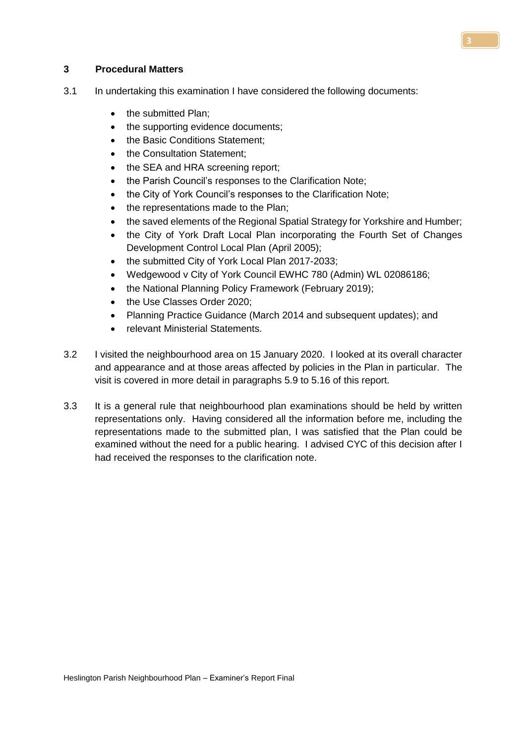## 3 Procedural Matters

3.1 In undertaking this examination I have considered the following documents:

- the submitted Plan;
- the supporting evidence documents;
- the Basic Conditions Statement;
- the Consultation Statement;
- the SEA and HRA screening report;
- the Parish Council's responses to the Clarification Note;
- the City of York Council's responses to the Clarification Note;
- the representations made to the Plan;
- the saved elements of the Regional Spatial Strategy for Yorkshire and Humber;
- the City of York Draft Local Plan incorporating the Fourth Set of Changes Development Control Local Plan (April 2005);
- the submitted City of York Local Plan 2017-2033;
- Wedgewood v City of York Council EWHC 780 (Admin) WL 02086186;
- the National Planning Policy Framework (February 2019);
- the Use Classes Order 2020;
- Planning Practice Guidance (March 2014 and subsequent updates); and
- relevant Ministerial Statements.

3.2 I visited the neighbourhood area on 15 January 2020. I looked at its overall character and appearance and at those areas affected by policies in the Plan in particular. The visit is covered in more detail in paragraphs 5.9 to 5.16 of this report.

3.3 It is a general rule that neighbourhood plan examinations should be held by written representations only. Having considered all the information before me, including the representations made to the submitted plan, I was satisfied that the Plan could be examined without the need for a public hearing. I advised CYC of this decision after I had received the responses to the clarification note.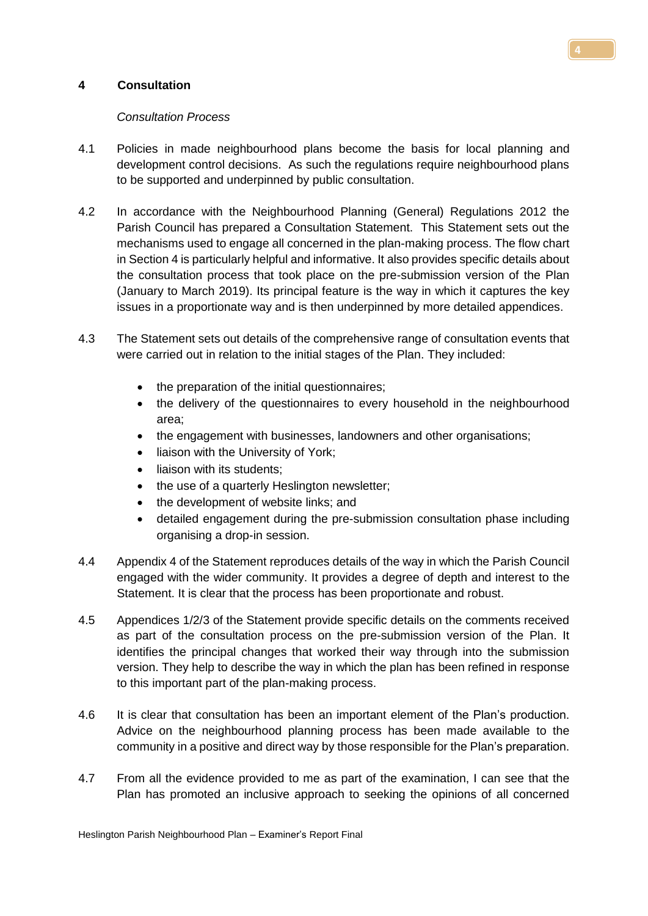## 4 Consultation

*Consultation Process*

4.1 Policies in made neighbourhood plans become the basis for local planning and development control decisions. As such the regulations require neighbourhood plans to be supported and underpinned by public consultation.

4.2 In accordance with the Neighbourhood Planning (General) Regulations 2012 the Parish Council has prepared a Consultation Statement. This Statement sets out the mechanisms used to engage all concerned in the plan-making process. The flow chart in Section 4 is particularly helpful and informative. It also provides specific details about the consultation process that took place on the pre-submission version of the Plan (January to March 2019). Its principal feature is the way in which it captures the key issues in a proportionate way and is then underpinned by more detailed appendices.

4.3 The Statement sets out details of the comprehensive range of consultation events that were carried out in relation to the initial stages of the Plan. They included:

- the preparation of the initial questionnaires;
- the delivery of the questionnaires to every household in the neighbourhood area;
- the engagement with businesses, landowners and other organisations;
- liaison with the University of York;
- liaison with its students;
- the use of a quarterly Heslington newsletter;
- the development of website links; and
- detailed engagement during the pre-submission consultation phase including organising a drop-in session.

4.4 Appendix 4 of the Statement reproduces details of the way in which the Parish Council engaged with the wider community. It provides a degree of depth and interest to the Statement. It is clear that the process has been proportionate and robust.

4.5 Appendices 1/2/3 of the Statement provide specific details on the comments received as part of the consultation process on the pre-submission version of the Plan. It identifies the principal changes that worked their way through into the submission version. They help to describe the way in which the plan has been refined in response to this important part of the plan-making process.

4.6 It is clear that consultation has been an important element of the Plan's production. Advice on the neighbourhood planning process has been made available to the community in a positive and direct way by those responsible for the Plan's preparation.

4.7 From all the evidence provided to me as part of the examination, I can see that the Plan has promoted an inclusive approach to seeking the opinions of all concerned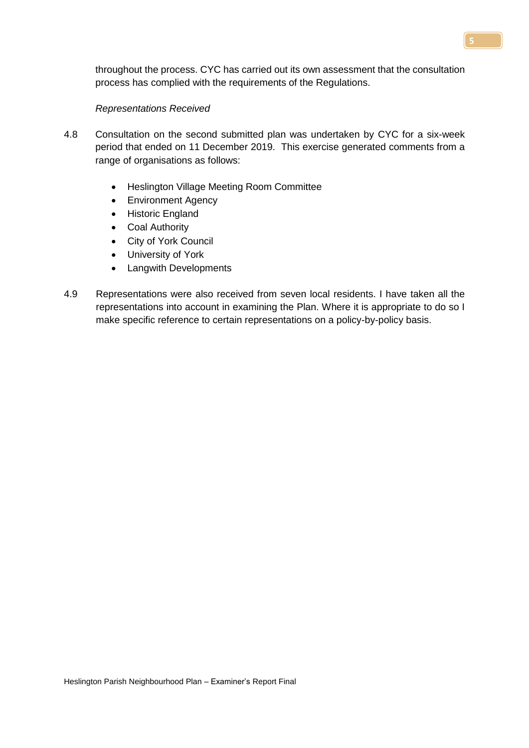throughout the process. CYC has carried out its own assessment that the consultation process has complied with the requirements of the Regulations.

*Representations Received*

4.8 Consultation on the second submitted plan was undertaken by CYC for a six-week period that ended on 11 December 2019. This exercise generated comments from a range of organisations as follows:

- Heslington Village Meeting Room Committee
- Environment Agency
- Historic England
- Coal Authority
- City of York Council
- University of York
- Langwith Developments

4.9 Representations were also received from seven local residents. I have taken all the representations into account in examining the Plan. Where it is appropriate to do so I make specific reference to certain representations on a policy-by-policy basis.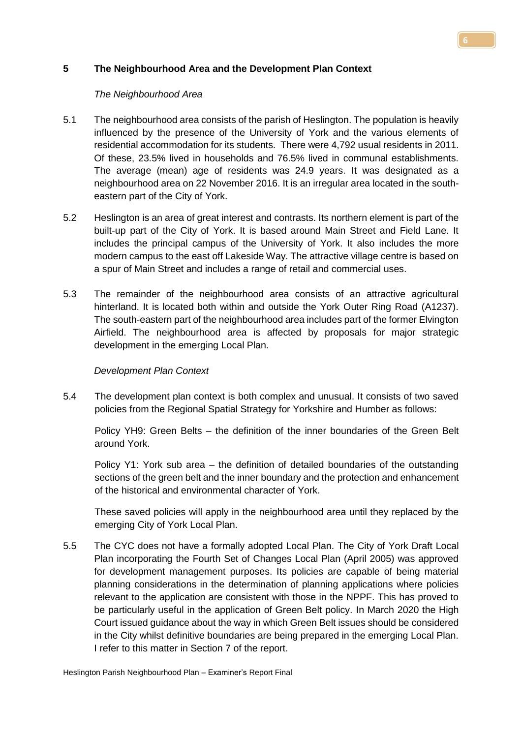## 5 The Neighbourhood Area and the Development Plan Context

*The Neighbourhood Area*

5.1 The neighbourhood area consists of the parish of Heslington. The population is heavily influenced by the presence of the University of York and the various elements of residential accommodation for its students. There were 4,792 usual residents in 2011. Of these, 23.5% lived in households and 76.5% lived in communal establishments. The average (mean) age of residents was 24.9 years. It was designated as a neighbourhood area on 22 November 2016. It is an irregular area located in the south-eastern part of the City of York.

5.2 Heslington is an area of great interest and contrasts. Its northern element is part of the built-up part of the City of York. It is based around Main Street and Field Lane. It includes the principal campus of the University of York. It also includes the more modern campus to the east off Lakeside Way. The attractive village centre is based on a spur of Main Street and includes a range of retail and commercial uses.

5.3 The remainder of the neighbourhood area consists of an attractive agricultural hinterland. It is located both within and outside the York Outer Ring Road (A1237). The south-eastern part of the neighbourhood area includes part of the former Elvington Airfield. The neighbourhood area is affected by proposals for major strategic development in the emerging Local Plan.

*Development Plan Context*

5.4 The development plan context is both complex and unusual. It consists of two saved policies from the Regional Spatial Strategy for Yorkshire and Humber as follows:

Policy YH9: Green Belts – the definition of the inner boundaries of the Green Belt around York.

Policy Y1: York sub area – the definition of detailed boundaries of the outstanding sections of the green belt and the inner boundary and the protection and enhancement of the historical and environmental character of York.

These saved policies will apply in the neighbourhood area until they replaced by the emerging City of York Local Plan.

5.5 The CYC does not have a formally adopted Local Plan. The City of York Draft Local Plan incorporating the Fourth Set of Changes Local Plan (April 2005) was approved for development management purposes. Its policies are capable of being material planning considerations in the determination of planning applications where policies relevant to the application are consistent with those in the NPPF. This has proved to be particularly useful in the application of Green Belt policy. In March 2020 the High Court issued guidance about the way in which Green Belt issues should be considered in the City whilst definitive boundaries are being prepared in the emerging Local Plan. I refer to this matter in Section 7 of the report.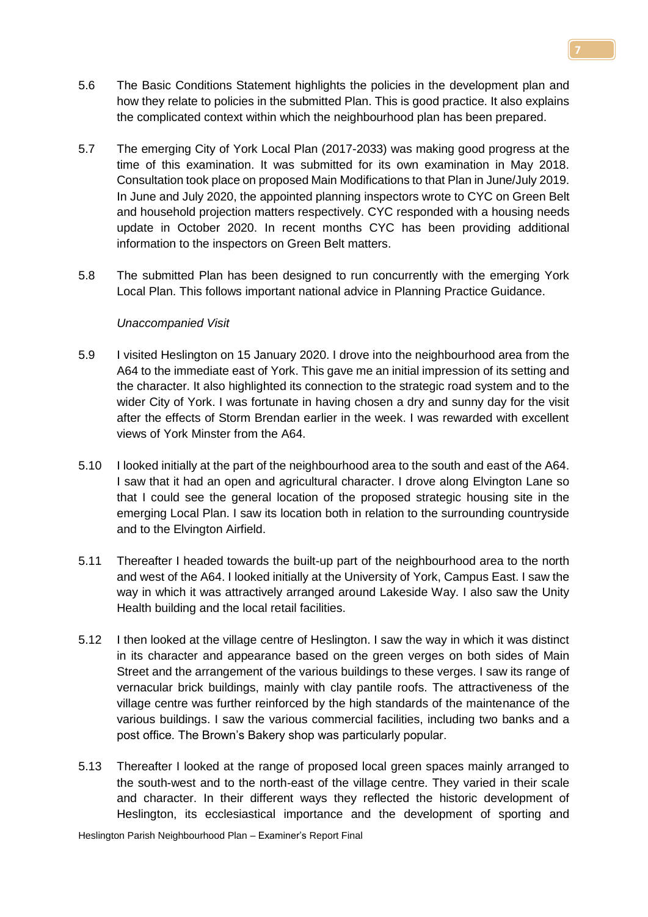5.6 The Basic Conditions Statement highlights the policies in the development plan and how they relate to policies in the submitted Plan. This is good practice. It also explains the complicated context within which the neighbourhood plan has been prepared.

5.7 The emerging City of York Local Plan (2017-2033) was making good progress at the time of this examination. It was submitted for its own examination in May 2018. Consultation took place on proposed Main Modifications to that Plan in June/July 2019. In June and July 2020, the appointed planning inspectors wrote to CYC on Green Belt and household projection matters respectively. CYC responded with a housing needs update in October 2020. In recent months CYC has been providing additional information to the inspectors on Green Belt matters.

5.8 The submitted Plan has been designed to run concurrently with the emerging York Local Plan. This follows important national advice in Planning Practice Guidance.

*Unaccompanied Visit*

5.9 I visited Heslington on 15 January 2020. I drove into the neighbourhood area from the A64 to the immediate east of York. This gave me an initial impression of its setting and the character. It also highlighted its connection to the strategic road system and to the wider City of York. I was fortunate in having chosen a dry and sunny day for the visit after the effects of Storm Brendan earlier in the week. I was rewarded with excellent views of York Minster from the A64.

5.10 I looked initially at the part of the neighbourhood area to the south and east of the A64. I saw that it had an open and agricultural character. I drove along Elvington Lane so that I could see the general location of the proposed strategic housing site in the emerging Local Plan. I saw its location both in relation to the surrounding countryside and to the Elvington Airfield.

5.11 Thereafter I headed towards the built-up part of the neighbourhood area to the north and west of the A64. I looked initially at the University of York, Campus East. I saw the way in which it was attractively arranged around Lakeside Way. I also saw the Unity Health building and the local retail facilities.

5.12 I then looked at the village centre of Heslington. I saw the way in which it was distinct in its character and appearance based on the green verges on both sides of Main Street and the arrangement of the various buildings to these verges. I saw its range of vernacular brick buildings, mainly with clay pantile roofs. The attractiveness of the village centre was further reinforced by the high standards of the maintenance of the various buildings. I saw the various commercial facilities, including two banks and a post office. The Brown's Bakery shop was particularly popular.

5.13 Thereafter I looked at the range of proposed local green spaces mainly arranged to the south-west and to the north-east of the village centre. They varied in their scale and character. In their different ways they reflected the historic development of Heslington, its ecclesiastical importance and the development of sporting and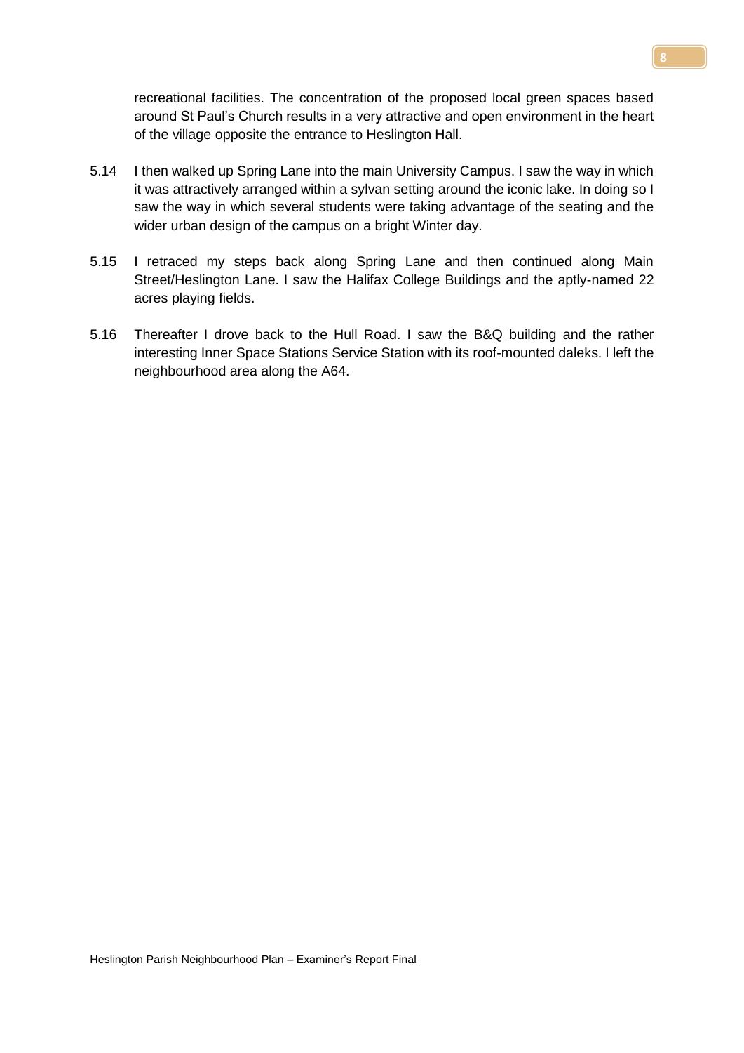recreational facilities. The concentration of the proposed local green spaces based around St Paul's Church results in a very attractive and open environment in the heart of the village opposite the entrance to Heslington Hall.

5.14 I then walked up Spring Lane into the main University Campus. I saw the way in which it was attractively arranged within a sylvan setting around the iconic lake. In doing so I saw the way in which several students were taking advantage of the seating and the wider urban design of the campus on a bright Winter day.

5.15 I retraced my steps back along Spring Lane and then continued along Main Street/Heslington Lane. I saw the Halifax College Buildings and the aptly-named 22 acres playing fields.

5.16 Thereafter I drove back to the Hull Road. I saw the B&Q building and the rather interesting Inner Space Stations Service Station with its roof-mounted daleks. I left the neighbourhood area along the A64.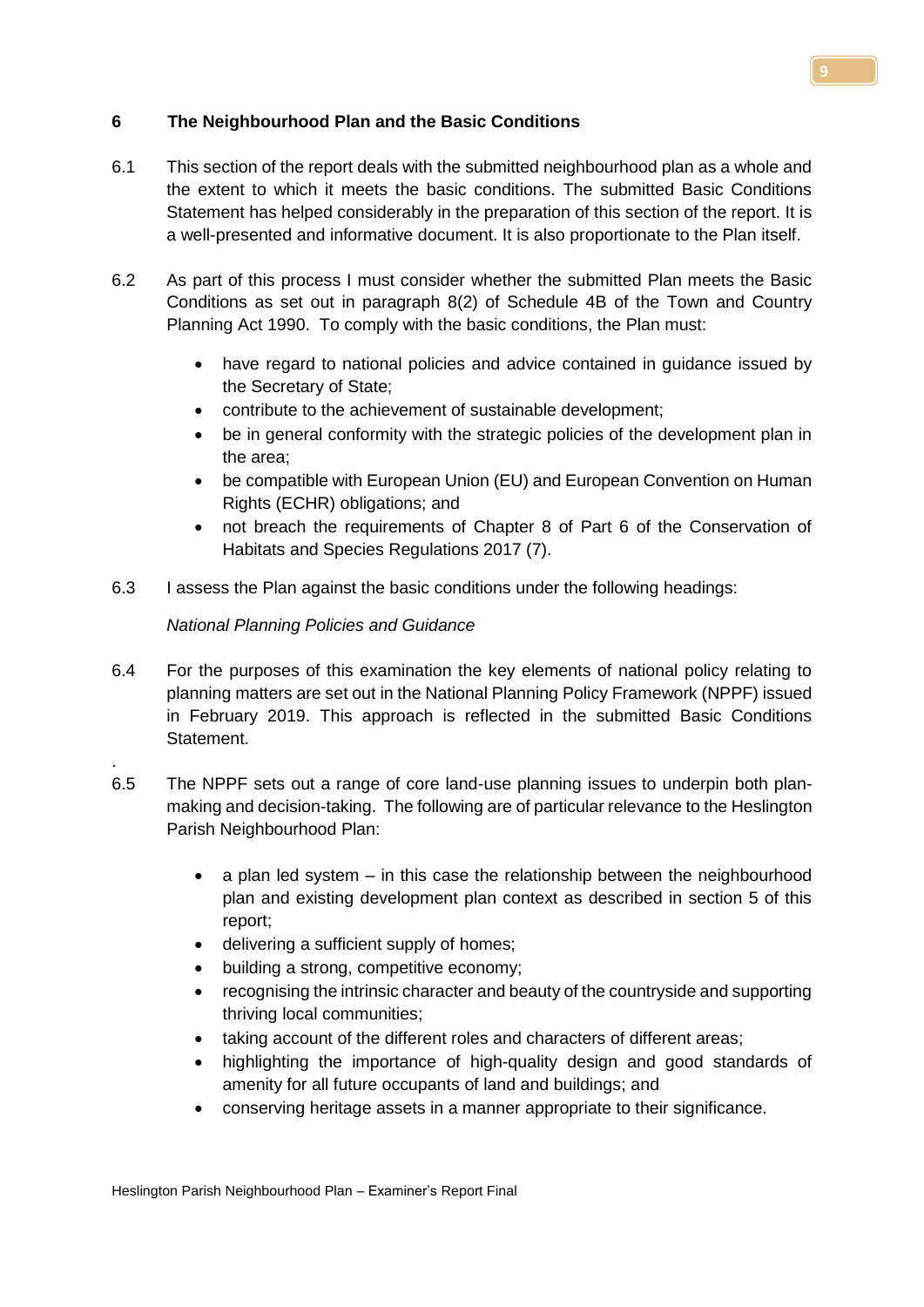## 6 The Neighbourhood Plan and the Basic Conditions

6.1 This section of the report deals with the submitted neighbourhood plan as a whole and the extent to which it meets the basic conditions. The submitted Basic Conditions Statement has helped considerably in the preparation of this section of the report. It is a well-presented and informative document. It is also proportionate to the Plan itself.

6.2 As part of this process I must consider whether the submitted Plan meets the Basic Conditions as set out in paragraph 8(2) of Schedule 4B of the Town and Country Planning Act 1990. To comply with the basic conditions, the Plan must:

- have regard to national policies and advice contained in guidance issued by the Secretary of State;
- contribute to the achievement of sustainable development;
- be in general conformity with the strategic policies of the development plan in the area;
- be compatible with European Union (EU) and European Convention on Human Rights (ECHR) obligations; and
- not breach the requirements of Chapter 8 of Part 6 of the Conservation of Habitats and Species Regulations 2017 (7).

6.3 I assess the Plan against the basic conditions under the following headings:

*National Planning Policies and Guidance*

6.4 For the purposes of this examination the key elements of national policy relating to planning matters are set out in the National Planning Policy Framework (NPPF) issued in February 2019. This approach is reflected in the submitted Basic Conditions Statement.

6.5 The NPPF sets out a range of core land-use planning issues to underpin both plan-making and decision-taking. The following are of particular relevance to the Heslington Parish Neighbourhood Plan:

- a plan led system – in this case the relationship between the neighbourhood plan and existing development plan context as described in section 5 of this report;
- delivering a sufficient supply of homes;
- building a strong, competitive economy;
- recognising the intrinsic character and beauty of the countryside and supporting thriving local communities;
- taking account of the different roles and characters of different areas;
- highlighting the importance of high-quality design and good standards of amenity for all future occupants of land and buildings; and
- conserving heritage assets in a manner appropriate to their significance.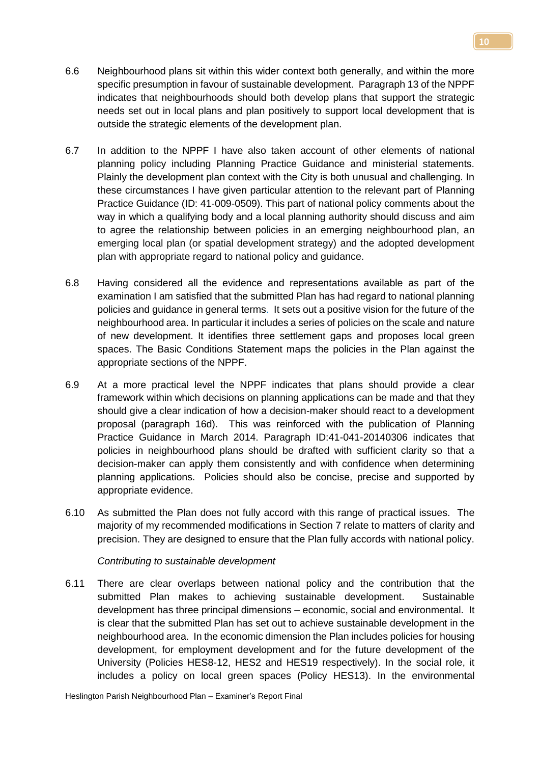6.6 Neighbourhood plans sit within this wider context both generally, and within the more specific presumption in favour of sustainable development. Paragraph 13 of the NPPF indicates that neighbourhoods should both develop plans that support the strategic needs set out in local plans and plan positively to support local development that is outside the strategic elements of the development plan.

6.7 In addition to the NPPF I have also taken account of other elements of national planning policy including Planning Practice Guidance and ministerial statements. Plainly the development plan context with the City is both unusual and challenging. In these circumstances I have given particular attention to the relevant part of Planning Practice Guidance (ID: 41-009-0509). This part of national policy comments about the way in which a qualifying body and a local planning authority should discuss and aim to agree the relationship between policies in an emerging neighbourhood plan, an emerging local plan (or spatial development strategy) and the adopted development plan with appropriate regard to national policy and guidance.

6.8 Having considered all the evidence and representations available as part of the examination I am satisfied that the submitted Plan has had regard to national planning policies and guidance in general terms. It sets out a positive vision for the future of the neighbourhood area. In particular it includes a series of policies on the scale and nature of new development. It identifies three settlement gaps and proposes local green spaces. The Basic Conditions Statement maps the policies in the Plan against the appropriate sections of the NPPF.

6.9 At a more practical level the NPPF indicates that plans should provide a clear framework within which decisions on planning applications can be made and that they should give a clear indication of how a decision-maker should react to a development proposal (paragraph 16d). This was reinforced with the publication of Planning Practice Guidance in March 2014. Paragraph ID:41-041-20140306 indicates that policies in neighbourhood plans should be drafted with sufficient clarity so that a decision-maker can apply them consistently and with confidence when determining planning applications. Policies should also be concise, precise and supported by appropriate evidence.

6.10 As submitted the Plan does not fully accord with this range of practical issues. The majority of my recommended modifications in Section 7 relate to matters of clarity and precision. They are designed to ensure that the Plan fully accords with national policy.

*Contributing to sustainable development*

6.11 There are clear overlaps between national policy and the contribution that the submitted Plan makes to achieving sustainable development. Sustainable development has three principal dimensions – economic, social and environmental. It is clear that the submitted Plan has set out to achieve sustainable development in the neighbourhood area. In the economic dimension the Plan includes policies for housing development, for employment development and for the future development of the University (Policies HES8-12, HES2 and HES19 respectively). In the social role, it includes a policy on local green spaces (Policy HES13). In the environmental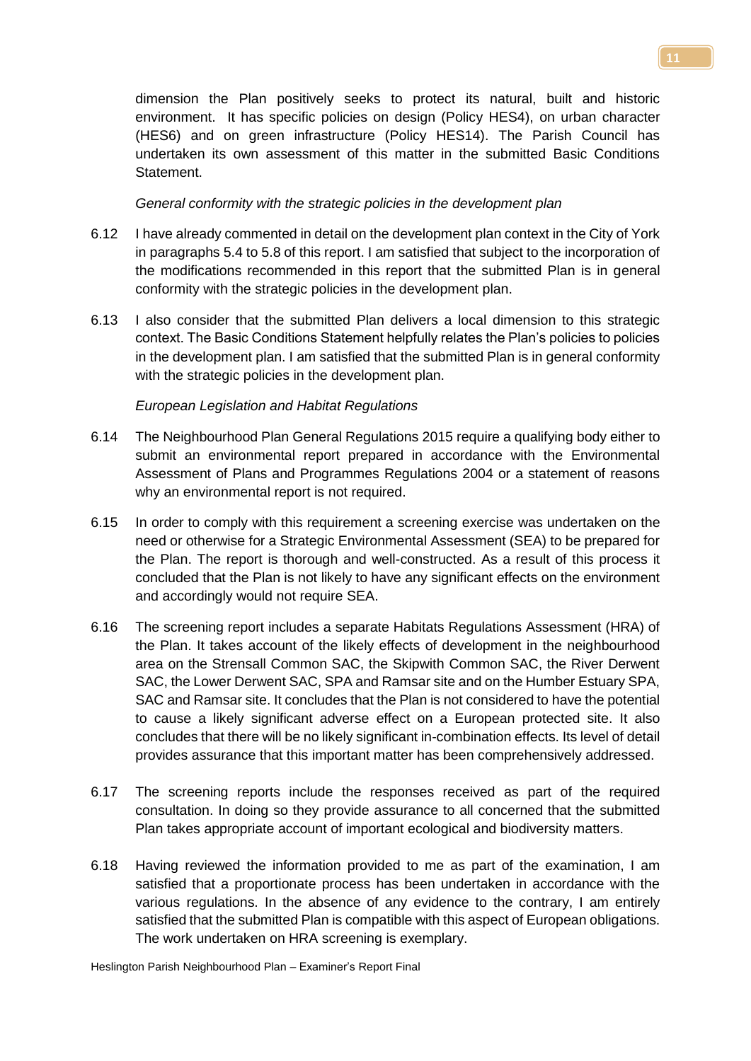dimension the Plan positively seeks to protect its natural, built and historic environment. It has specific policies on design (Policy HES4), on urban character (HES6) and on green infrastructure (Policy HES14). The Parish Council has undertaken its own assessment of this matter in the submitted Basic Conditions Statement.

*General conformity with the strategic policies in the development plan*

6.12 I have already commented in detail on the development plan context in the City of York in paragraphs 5.4 to 5.8 of this report. I am satisfied that subject to the incorporation of the modifications recommended in this report that the submitted Plan is in general conformity with the strategic policies in the development plan.

6.13 I also consider that the submitted Plan delivers a local dimension to this strategic context. The Basic Conditions Statement helpfully relates the Plan's policies to policies in the development plan. I am satisfied that the submitted Plan is in general conformity with the strategic policies in the development plan.

*European Legislation and Habitat Regulations*

6.14 The Neighbourhood Plan General Regulations 2015 require a qualifying body either to submit an environmental report prepared in accordance with the Environmental Assessment of Plans and Programmes Regulations 2004 or a statement of reasons why an environmental report is not required.

6.15 In order to comply with this requirement a screening exercise was undertaken on the need or otherwise for a Strategic Environmental Assessment (SEA) to be prepared for the Plan. The report is thorough and well-constructed. As a result of this process it concluded that the Plan is not likely to have any significant effects on the environment and accordingly would not require SEA.

6.16 The screening report includes a separate Habitats Regulations Assessment (HRA) of the Plan. It takes account of the likely effects of development in the neighbourhood area on the Strensall Common SAC, the Skipwith Common SAC, the River Derwent SAC, the Lower Derwent SAC, SPA and Ramsar site and on the Humber Estuary SPA, SAC and Ramsar site. It concludes that the Plan is not considered to have the potential to cause a likely significant adverse effect on a European protected site. It also concludes that there will be no likely significant in-combination effects. Its level of detail provides assurance that this important matter has been comprehensively addressed.

6.17 The screening reports include the responses received as part of the required consultation. In doing so they provide assurance to all concerned that the submitted Plan takes appropriate account of important ecological and biodiversity matters.

6.18 Having reviewed the information provided to me as part of the examination, I am satisfied that a proportionate process has been undertaken in accordance with the various regulations. In the absence of any evidence to the contrary, I am entirely satisfied that the submitted Plan is compatible with this aspect of European obligations. The work undertaken on HRA screening is exemplary.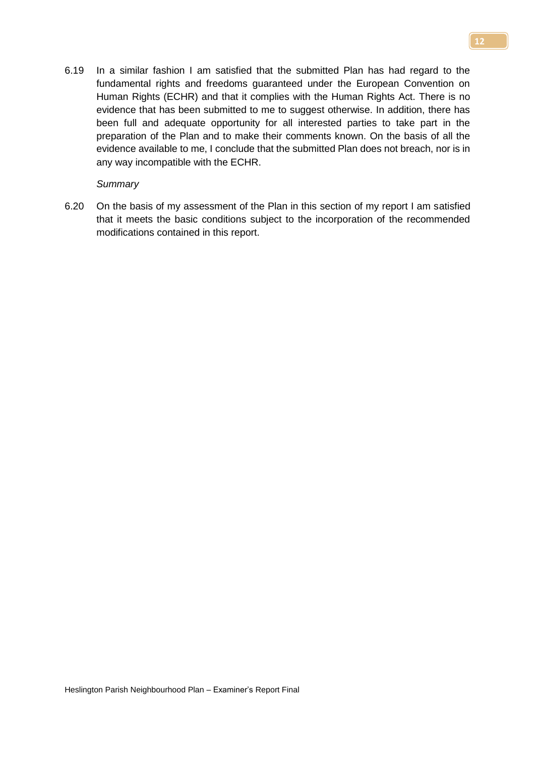6.19 In a similar fashion I am satisfied that the submitted Plan has had regard to the fundamental rights and freedoms guaranteed under the European Convention on Human Rights (ECHR) and that it complies with the Human Rights Act. There is no evidence that has been submitted to me to suggest otherwise. In addition, there has been full and adequate opportunity for all interested parties to take part in the preparation of the Plan and to make their comments known. On the basis of all the evidence available to me, I conclude that the submitted Plan does not breach, nor is in any way incompatible with the ECHR.

*Summary*

6.20 On the basis of my assessment of the Plan in this section of my report I am satisfied that it meets the basic conditions subject to the incorporation of the recommended modifications contained in this report.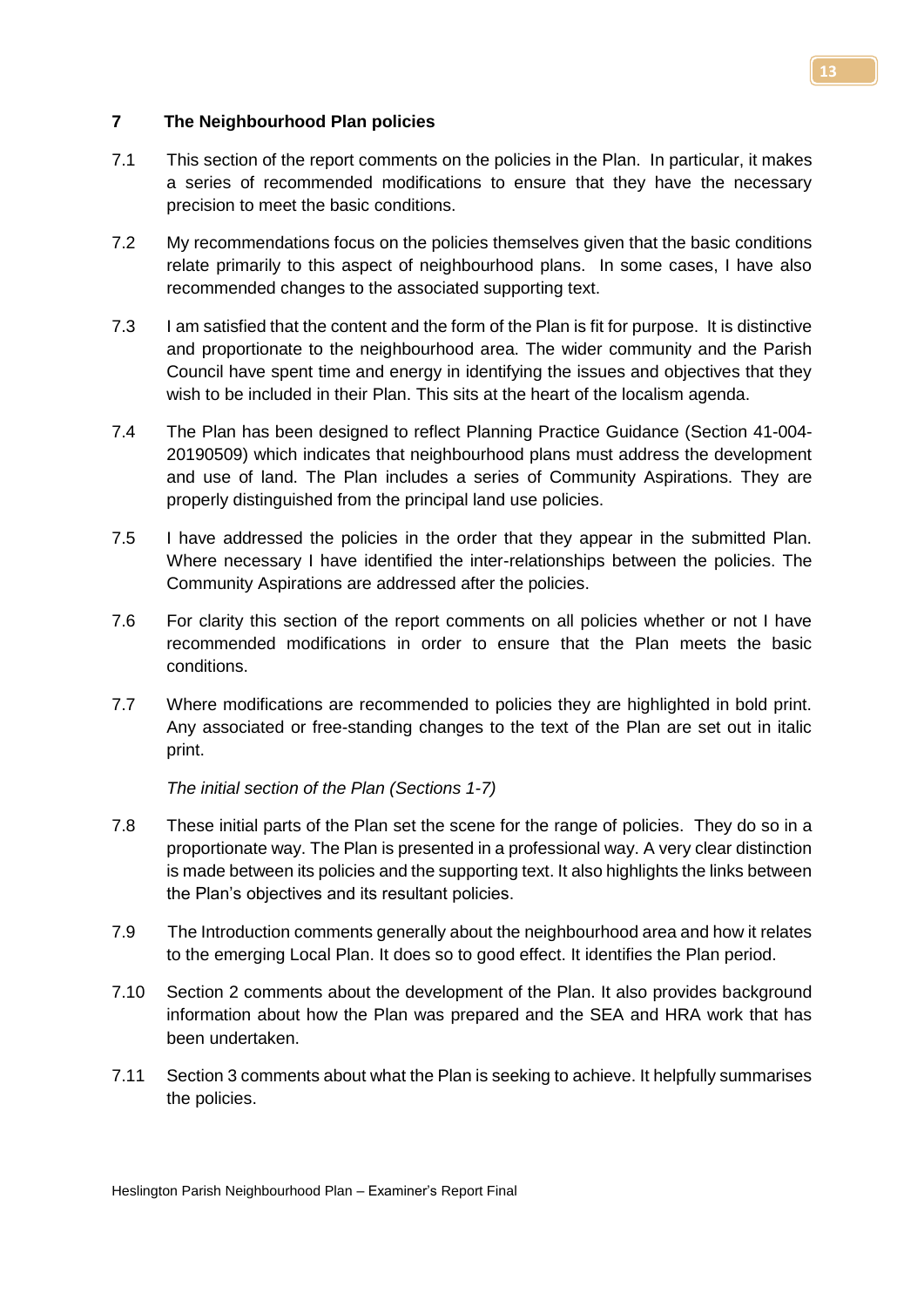## 7 The Neighbourhood Plan policies

7.1 This section of the report comments on the policies in the Plan. In particular, it makes a series of recommended modifications to ensure that they have the necessary precision to meet the basic conditions.

7.2 My recommendations focus on the policies themselves given that the basic conditions relate primarily to this aspect of neighbourhood plans. In some cases, I have also recommended changes to the associated supporting text.

7.3 I am satisfied that the content and the form of the Plan is fit for purpose. It is distinctive and proportionate to the neighbourhood area. The wider community and the Parish Council have spent time and energy in identifying the issues and objectives that they wish to be included in their Plan. This sits at the heart of the localism agenda.

7.4 The Plan has been designed to reflect Planning Practice Guidance (Section 41-004-20190509) which indicates that neighbourhood plans must address the development and use of land. The Plan includes a series of Community Aspirations. They are properly distinguished from the principal land use policies.

7.5 I have addressed the policies in the order that they appear in the submitted Plan. Where necessary I have identified the inter-relationships between the policies. The Community Aspirations are addressed after the policies.

7.6 For clarity this section of the report comments on all policies whether or not I have recommended modifications in order to ensure that the Plan meets the basic conditions.

7.7 Where modifications are recommended to policies they are highlighted in bold print. Any associated or free-standing changes to the text of the Plan are set out in italic print.

*The initial section of the Plan (Sections 1-7)*

7.8 These initial parts of the Plan set the scene for the range of policies. They do so in a proportionate way. The Plan is presented in a professional way. A very clear distinction is made between its policies and the supporting text. It also highlights the links between the Plan's objectives and its resultant policies.

7.9 The Introduction comments generally about the neighbourhood area and how it relates to the emerging Local Plan. It does so to good effect. It identifies the Plan period.

7.10 Section 2 comments about the development of the Plan. It also provides background information about how the Plan was prepared and the SEA and HRA work that has been undertaken.

7.11 Section 3 comments about what the Plan is seeking to achieve. It helpfully summarises the policies.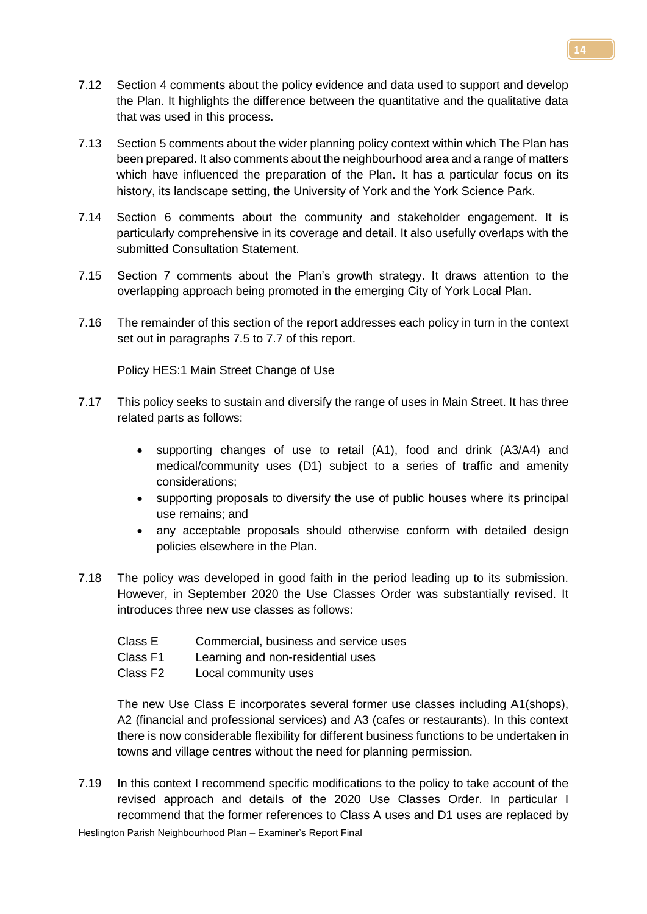7.12 Section 4 comments about the policy evidence and data used to support and develop the Plan. It highlights the difference between the quantitative and the qualitative data that was used in this process.

7.13 Section 5 comments about the wider planning policy context within which The Plan has been prepared. It also comments about the neighbourhood area and a range of matters which have influenced the preparation of the Plan. It has a particular focus on its history, its landscape setting, the University of York and the York Science Park.

7.14 Section 6 comments about the community and stakeholder engagement. It is particularly comprehensive in its coverage and detail. It also usefully overlaps with the submitted Consultation Statement.

7.15 Section 7 comments about the Plan's growth strategy. It draws attention to the overlapping approach being promoted in the emerging City of York Local Plan.

7.16 The remainder of this section of the report addresses each policy in turn in the context set out in paragraphs 7.5 to 7.7 of this report.

Policy HES:1 Main Street Change of Use

7.17 This policy seeks to sustain and diversify the range of uses in Main Street. It has three related parts as follows:

- supporting changes of use to retail (A1), food and drink (A3/A4) and medical/community uses (D1) subject to a series of traffic and amenity considerations;
- supporting proposals to diversify the use of public houses where its principal use remains; and
- any acceptable proposals should otherwise conform with detailed design policies elsewhere in the Plan.

7.18 The policy was developed in good faith in the period leading up to its submission. However, in September 2020 the Use Classes Order was substantially revised. It introduces three new use classes as follows:

| | |
|---|---|
| Class E | Commercial, business and service uses |
| Class F1 | Learning and non-residential uses |
| Class F2 | Local community uses |

The new Use Class E incorporates several former use classes including A1(shops), A2 (financial and professional services) and A3 (cafes or restaurants). In this context there is now considerable flexibility for different business functions to be undertaken in towns and village centres without the need for planning permission.

7.19 In this context I recommend specific modifications to the policy to take account of the revised approach and details of the 2020 Use Classes Order. In particular I recommend that the former references to Class A uses and D1 uses are replaced by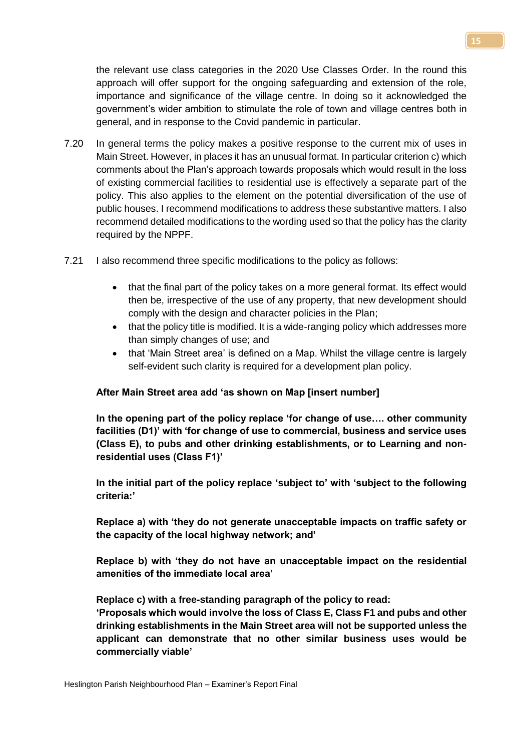the relevant use class categories in the 2020 Use Classes Order. In the round this approach will offer support for the ongoing safeguarding and extension of the role, importance and significance of the village centre. In doing so it acknowledged the government's wider ambition to stimulate the role of town and village centres both in general, and in response to the Covid pandemic in particular.

7.20 In general terms the policy makes a positive response to the current mix of uses in Main Street. However, in places it has an unusual format. In particular criterion c) which comments about the Plan's approach towards proposals which would result in the loss of existing commercial facilities to residential use is effectively a separate part of the policy. This also applies to the element on the potential diversification of the use of public houses. I recommend modifications to address these substantive matters. I also recommend detailed modifications to the wording used so that the policy has the clarity required by the NPPF.

7.21 I also recommend three specific modifications to the policy as follows:

- that the final part of the policy takes on a more general format. Its effect would then be, irrespective of the use of any property, that new development should comply with the design and character policies in the Plan;
- that the policy title is modified. It is a wide-ranging policy which addresses more than simply changes of use; and
- that 'Main Street area' is defined on a Map. Whilst the village centre is largely self-evident such clarity is required for a development plan policy.

**After Main Street area add 'as shown on Map [insert number]**

**In the opening part of the policy replace 'for change of use…. other community facilities (D1)' with 'for change of use to commercial, business and service uses (Class E), to pubs and other drinking establishments, or to Learning and non-residential uses (Class F1)'**

**In the initial part of the policy replace 'subject to' with 'subject to the following criteria:'**

**Replace a) with 'they do not generate unacceptable impacts on traffic safety or the capacity of the local highway network; and'**

**Replace b) with 'they do not have an unacceptable impact on the residential amenities of the immediate local area'**

**Replace c) with a free-standing paragraph of the policy to read:**
**'Proposals which would involve the loss of Class E, Class F1 and pubs and other drinking establishments in the Main Street area will not be supported unless the applicant can demonstrate that no other similar business uses would be commercially viable'**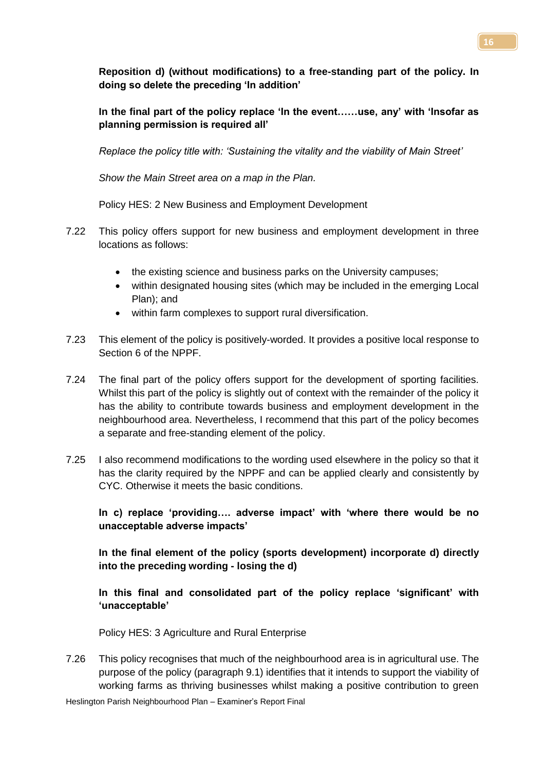**Reposition d) (without modifications) to a free-standing part of the policy. In doing so delete the preceding 'In addition'**

**In the final part of the policy replace 'In the event……use, any' with 'Insofar as planning permission is required all'**

*Replace the policy title with: 'Sustaining the vitality and the viability of Main Street'*

*Show the Main Street area on a map in the Plan.*

Policy HES: 2 New Business and Employment Development

7.22 This policy offers support for new business and employment development in three locations as follows:

- the existing science and business parks on the University campuses;
- within designated housing sites (which may be included in the emerging Local Plan); and
- within farm complexes to support rural diversification.

7.23 This element of the policy is positively-worded. It provides a positive local response to Section 6 of the NPPF.

7.24 The final part of the policy offers support for the development of sporting facilities. Whilst this part of the policy is slightly out of context with the remainder of the policy it has the ability to contribute towards business and employment development in the neighbourhood area. Nevertheless, I recommend that this part of the policy becomes a separate and free-standing element of the policy.

7.25 I also recommend modifications to the wording used elsewhere in the policy so that it has the clarity required by the NPPF and can be applied clearly and consistently by CYC. Otherwise it meets the basic conditions.

**In c) replace 'providing…. adverse impact' with 'where there would be no unacceptable adverse impacts'**

**In the final element of the policy (sports development) incorporate d) directly into the preceding wording - losing the d)**

**In this final and consolidated part of the policy replace 'significant' with 'unacceptable'**

Policy HES: 3 Agriculture and Rural Enterprise

7.26 This policy recognises that much of the neighbourhood area is in agricultural use. The purpose of the policy (paragraph 9.1) identifies that it intends to support the viability of working farms as thriving businesses whilst making a positive contribution to green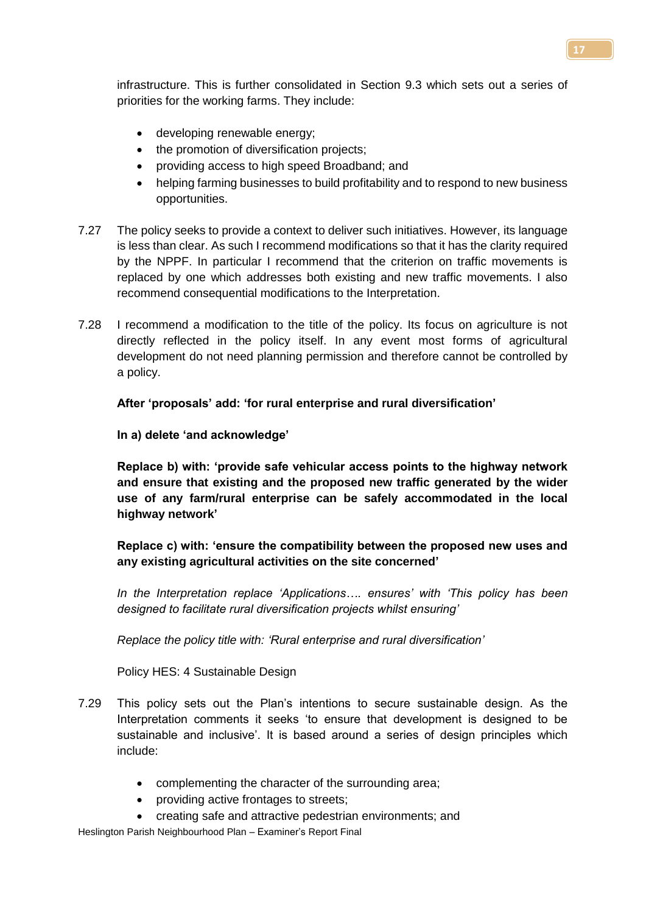infrastructure. This is further consolidated in Section 9.3 which sets out a series of priorities for the working farms. They include:

- developing renewable energy;
- the promotion of diversification projects;
- providing access to high speed Broadband; and
- helping farming businesses to build profitability and to respond to new business opportunities.

7.27 The policy seeks to provide a context to deliver such initiatives. However, its language is less than clear. As such I recommend modifications so that it has the clarity required by the NPPF. In particular I recommend that the criterion on traffic movements is replaced by one which addresses both existing and new traffic movements. I also recommend consequential modifications to the Interpretation.

7.28 I recommend a modification to the title of the policy. Its focus on agriculture is not directly reflected in the policy itself. In any event most forms of agricultural development do not need planning permission and therefore cannot be controlled by a policy.

**After 'proposals' add: 'for rural enterprise and rural diversification'**

**In a) delete 'and acknowledge'**

**Replace b) with: 'provide safe vehicular access points to the highway network and ensure that existing and the proposed new traffic generated by the wider use of any farm/rural enterprise can be safely accommodated in the local highway network'**

**Replace c) with: 'ensure the compatibility between the proposed new uses and any existing agricultural activities on the site concerned'**

*In the Interpretation replace 'Applications…. ensures' with 'This policy has been designed to facilitate rural diversification projects whilst ensuring'*

*Replace the policy title with: 'Rural enterprise and rural diversification'*

Policy HES: 4 Sustainable Design

7.29 This policy sets out the Plan's intentions to secure sustainable design. As the Interpretation comments it seeks 'to ensure that development is designed to be sustainable and inclusive'. It is based around a series of design principles which include:

- complementing the character of the surrounding area;
- providing active frontages to streets;
- creating safe and attractive pedestrian environments; and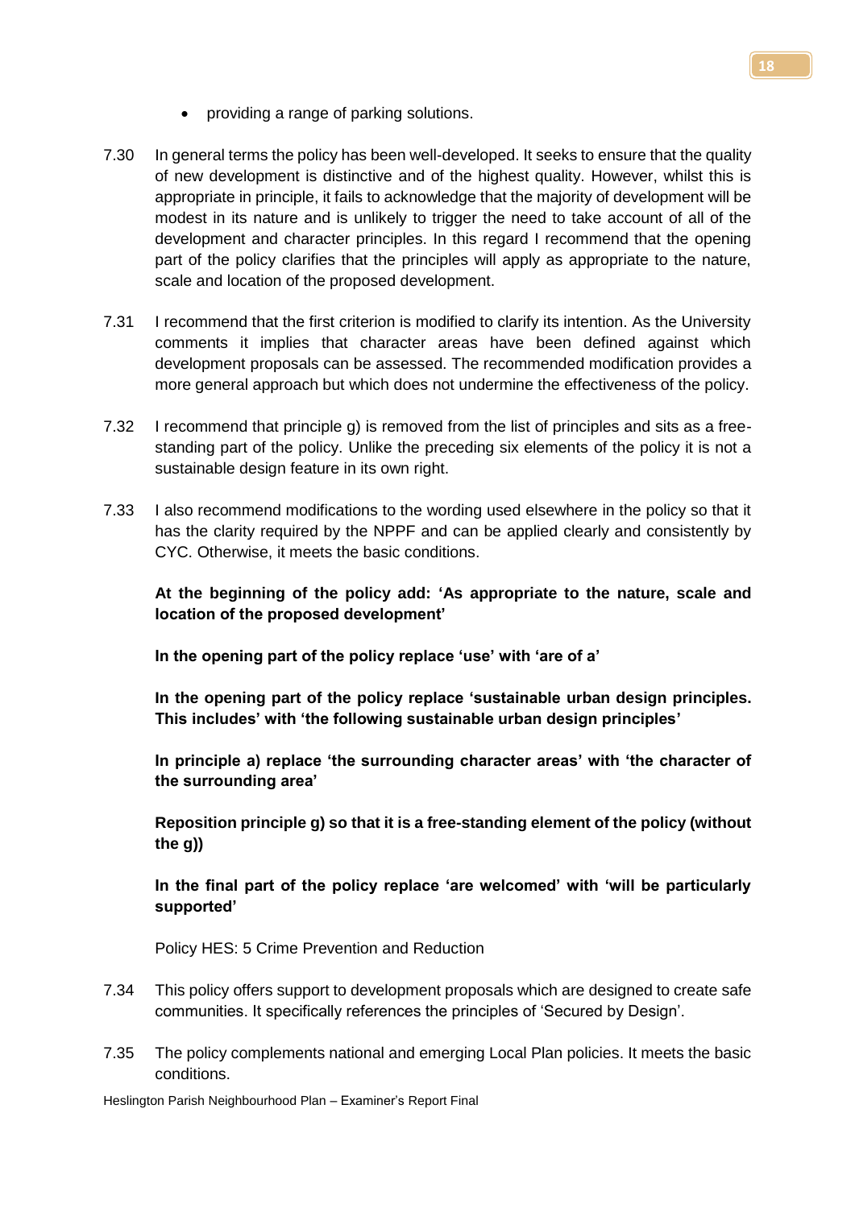- providing a range of parking solutions.

7.30 In general terms the policy has been well-developed. It seeks to ensure that the quality of new development is distinctive and of the highest quality. However, whilst this is appropriate in principle, it fails to acknowledge that the majority of development will be modest in its nature and is unlikely to trigger the need to take account of all of the development and character principles. In this regard I recommend that the opening part of the policy clarifies that the principles will apply as appropriate to the nature, scale and location of the proposed development.

7.31 I recommend that the first criterion is modified to clarify its intention. As the University comments it implies that character areas have been defined against which development proposals can be assessed. The recommended modification provides a more general approach but which does not undermine the effectiveness of the policy.

7.32 I recommend that principle g) is removed from the list of principles and sits as a free-standing part of the policy. Unlike the preceding six elements of the policy it is not a sustainable design feature in its own right.

7.33 I also recommend modifications to the wording used elsewhere in the policy so that it has the clarity required by the NPPF and can be applied clearly and consistently by CYC. Otherwise, it meets the basic conditions.

**At the beginning of the policy add: 'As appropriate to the nature, scale and location of the proposed development'**

**In the opening part of the policy replace 'use' with 'are of a'**

**In the opening part of the policy replace 'sustainable urban design principles. This includes' with 'the following sustainable urban design principles'**

**In principle a) replace 'the surrounding character areas' with 'the character of the surrounding area'**

**Reposition principle g) so that it is a free-standing element of the policy (without the g))**

**In the final part of the policy replace 'are welcomed' with 'will be particularly supported'**

Policy HES: 5 Crime Prevention and Reduction

7.34 This policy offers support to development proposals which are designed to create safe communities. It specifically references the principles of 'Secured by Design'.

7.35 The policy complements national and emerging Local Plan policies. It meets the basic conditions.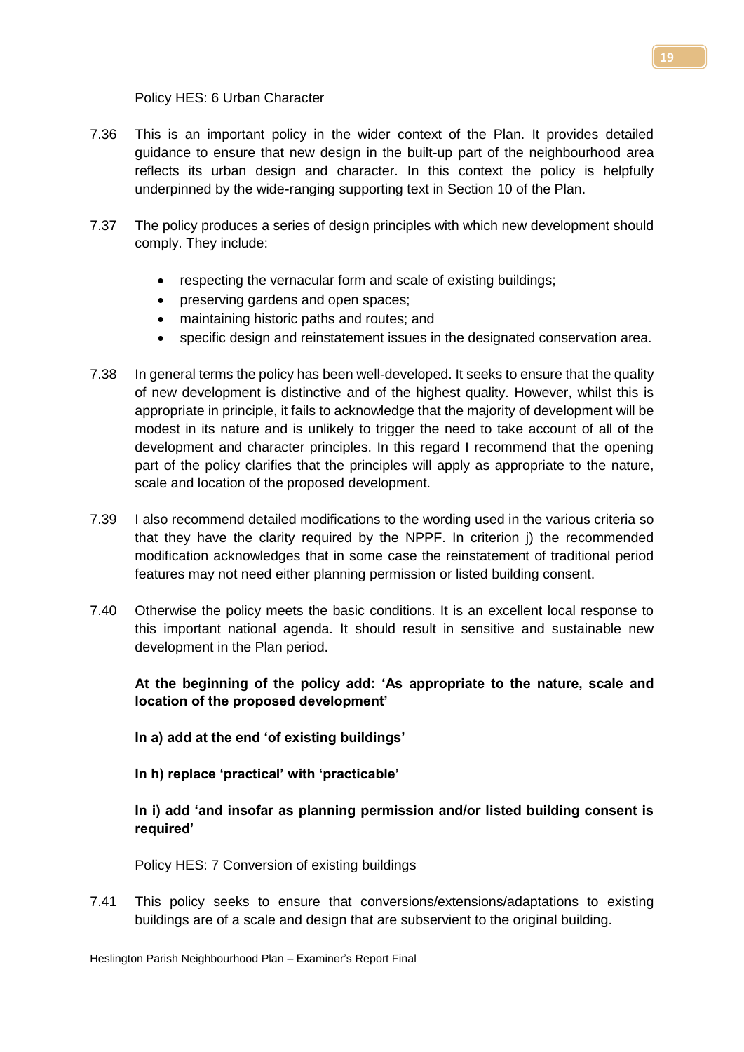Policy HES: 6 Urban Character

7.36 This is an important policy in the wider context of the Plan. It provides detailed guidance to ensure that new design in the built-up part of the neighbourhood area reflects its urban design and character. In this context the policy is helpfully underpinned by the wide-ranging supporting text in Section 10 of the Plan.

7.37 The policy produces a series of design principles with which new development should comply. They include:

- respecting the vernacular form and scale of existing buildings;
- preserving gardens and open spaces;
- maintaining historic paths and routes; and
- specific design and reinstatement issues in the designated conservation area.

7.38 In general terms the policy has been well-developed. It seeks to ensure that the quality of new development is distinctive and of the highest quality. However, whilst this is appropriate in principle, it fails to acknowledge that the majority of development will be modest in its nature and is unlikely to trigger the need to take account of all of the development and character principles. In this regard I recommend that the opening part of the policy clarifies that the principles will apply as appropriate to the nature, scale and location of the proposed development.

7.39 I also recommend detailed modifications to the wording used in the various criteria so that they have the clarity required by the NPPF. In criterion j) the recommended modification acknowledges that in some case the reinstatement of traditional period features may not need either planning permission or listed building consent.

7.40 Otherwise the policy meets the basic conditions. It is an excellent local response to this important national agenda. It should result in sensitive and sustainable new development in the Plan period.

**At the beginning of the policy add: 'As appropriate to the nature, scale and location of the proposed development'**

**In a) add at the end 'of existing buildings'**

**In h) replace 'practical' with 'practicable'**

**In i) add 'and insofar as planning permission and/or listed building consent is required'**

Policy HES: 7 Conversion of existing buildings

7.41 This policy seeks to ensure that conversions/extensions/adaptations to existing buildings are of a scale and design that are subservient to the original building.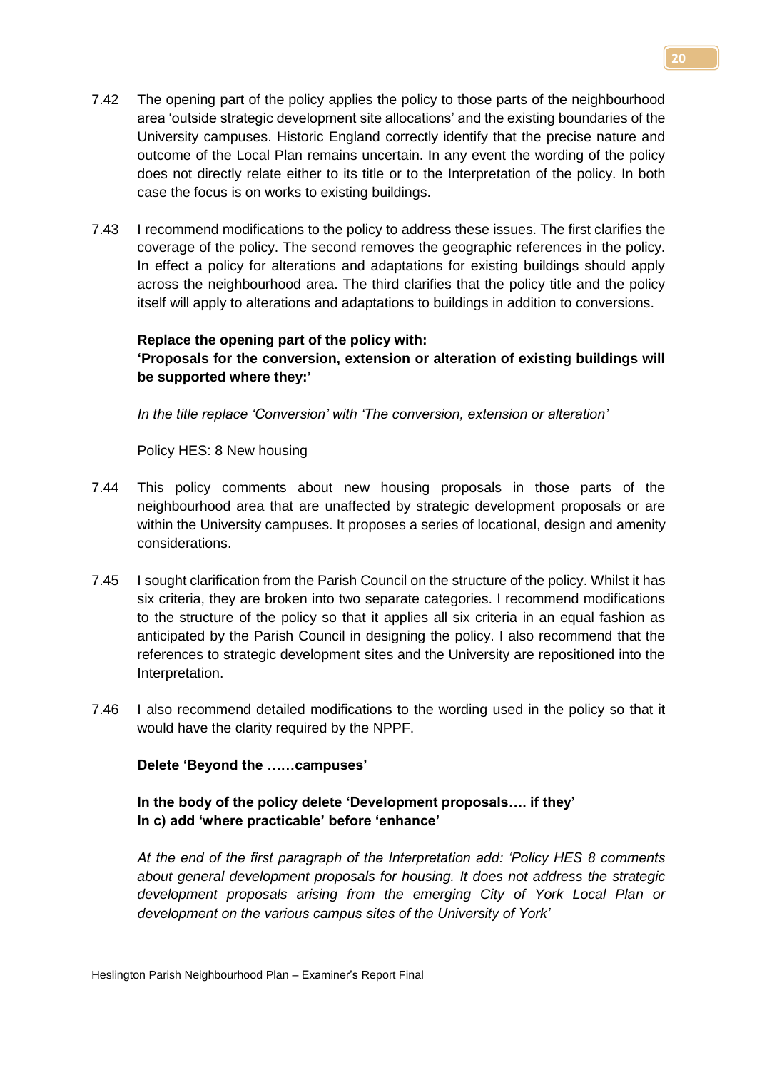7.42 The opening part of the policy applies the policy to those parts of the neighbourhood area 'outside strategic development site allocations' and the existing boundaries of the University campuses. Historic England correctly identify that the precise nature and outcome of the Local Plan remains uncertain. In any event the wording of the policy does not directly relate either to its title or to the Interpretation of the policy. In both case the focus is on works to existing buildings.

7.43 I recommend modifications to the policy to address these issues. The first clarifies the coverage of the policy. The second removes the geographic references in the policy. In effect a policy for alterations and adaptations for existing buildings should apply across the neighbourhood area. The third clarifies that the policy title and the policy itself will apply to alterations and adaptations to buildings in addition to conversions.

**Replace the opening part of the policy with:**
**'Proposals for the conversion, extension or alteration of existing buildings will be supported where they:'**

*In the title replace 'Conversion' with 'The conversion, extension or alteration'*

Policy HES: 8 New housing

7.44 This policy comments about new housing proposals in those parts of the neighbourhood area that are unaffected by strategic development proposals or are within the University campuses. It proposes a series of locational, design and amenity considerations.

7.45 I sought clarification from the Parish Council on the structure of the policy. Whilst it has six criteria, they are broken into two separate categories. I recommend modifications to the structure of the policy so that it applies all six criteria in an equal fashion as anticipated by the Parish Council in designing the policy. I also recommend that the references to strategic development sites and the University are repositioned into the Interpretation.

7.46 I also recommend detailed modifications to the wording used in the policy so that it would have the clarity required by the NPPF.

**Delete 'Beyond the ……campuses'**

**In the body of the policy delete 'Development proposals…. if they'**
**In c) add 'where practicable' before 'enhance'**

*At the end of the first paragraph of the Interpretation add: 'Policy HES 8 comments about general development proposals for housing. It does not address the strategic development proposals arising from the emerging City of York Local Plan or development on the various campus sites of the University of York'*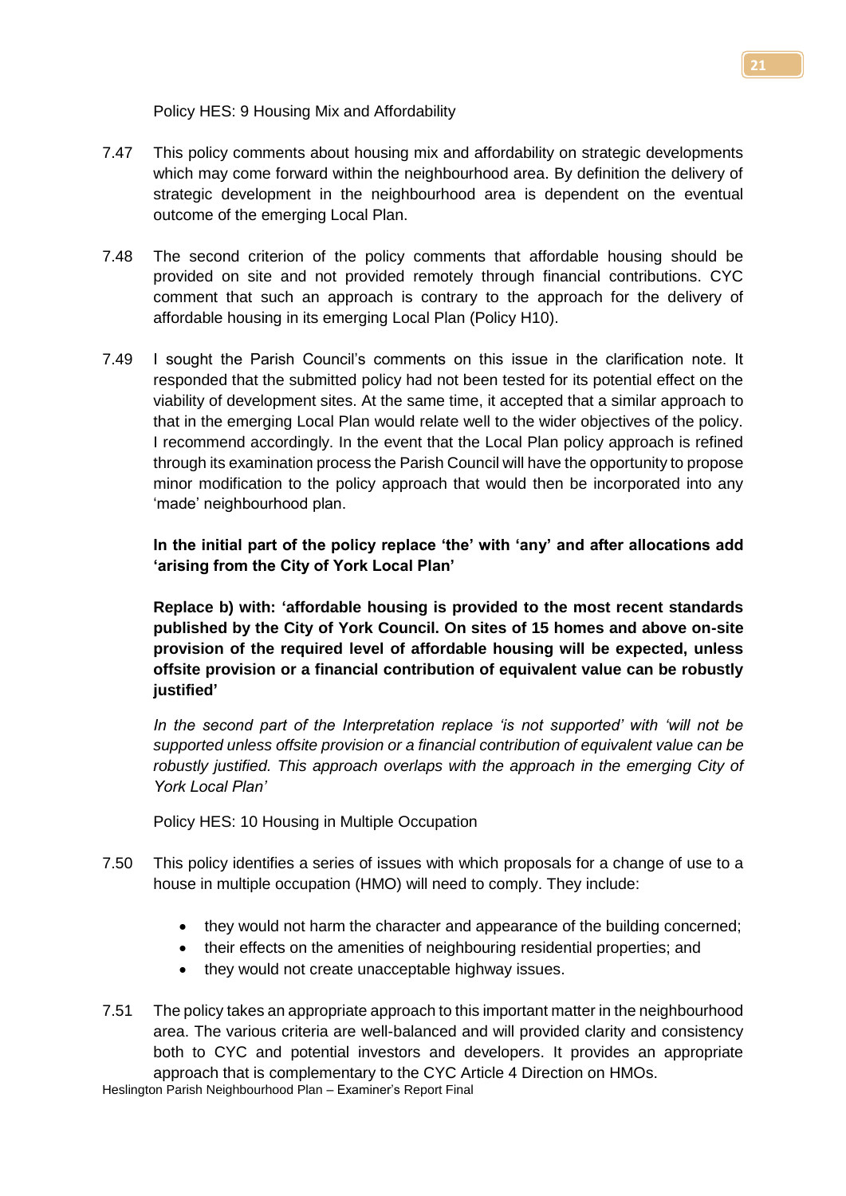Policy HES: 9 Housing Mix and Affordability

7.47 This policy comments about housing mix and affordability on strategic developments which may come forward within the neighbourhood area. By definition the delivery of strategic development in the neighbourhood area is dependent on the eventual outcome of the emerging Local Plan.

7.48 The second criterion of the policy comments that affordable housing should be provided on site and not provided remotely through financial contributions. CYC comment that such an approach is contrary to the approach for the delivery of affordable housing in its emerging Local Plan (Policy H10).

7.49 I sought the Parish Council's comments on this issue in the clarification note. It responded that the submitted policy had not been tested for its potential effect on the viability of development sites. At the same time, it accepted that a similar approach to that in the emerging Local Plan would relate well to the wider objectives of the policy. I recommend accordingly. In the event that the Local Plan policy approach is refined through its examination process the Parish Council will have the opportunity to propose minor modification to the policy approach that would then be incorporated into any 'made' neighbourhood plan.

**In the initial part of the policy replace 'the' with 'any' and after allocations add 'arising from the City of York Local Plan'**

**Replace b) with: 'affordable housing is provided to the most recent standards published by the City of York Council. On sites of 15 homes and above on-site provision of the required level of affordable housing will be expected, unless offsite provision or a financial contribution of equivalent value can be robustly justified'**

*In the second part of the Interpretation replace 'is not supported' with 'will not be supported unless offsite provision or a financial contribution of equivalent value can be robustly justified. This approach overlaps with the approach in the emerging City of York Local Plan'*

Policy HES: 10 Housing in Multiple Occupation

7.50 This policy identifies a series of issues with which proposals for a change of use to a house in multiple occupation (HMO) will need to comply. They include:

- they would not harm the character and appearance of the building concerned;
- their effects on the amenities of neighbouring residential properties; and
- they would not create unacceptable highway issues.

7.51 The policy takes an appropriate approach to this important matter in the neighbourhood area. The various criteria are well-balanced and will provided clarity and consistency both to CYC and potential investors and developers. It provides an appropriate approach that is complementary to the CYC Article 4 Direction on HMOs.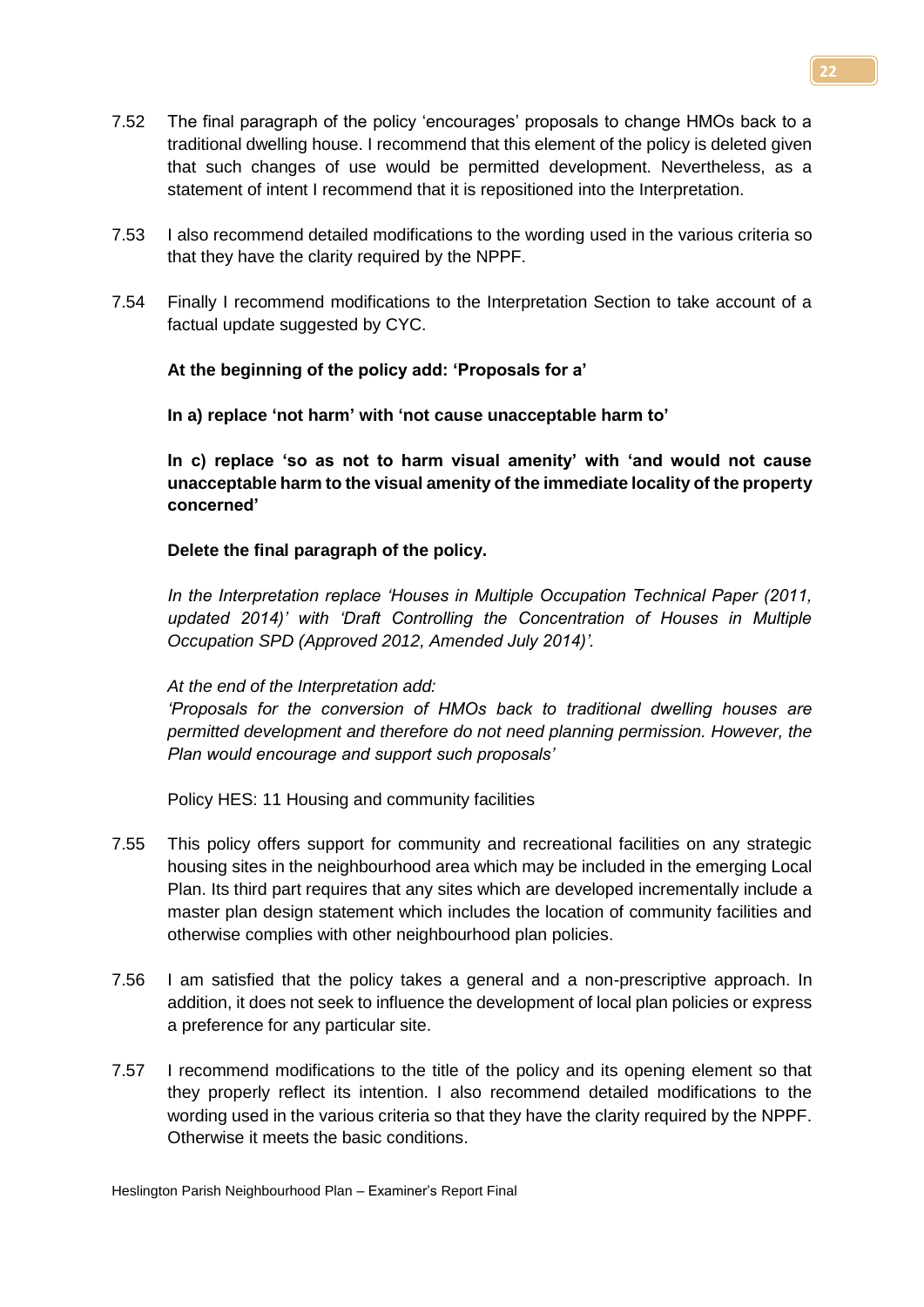7.52 The final paragraph of the policy 'encourages' proposals to change HMOs back to a traditional dwelling house. I recommend that this element of the policy is deleted given that such changes of use would be permitted development. Nevertheless, as a statement of intent I recommend that it is repositioned into the Interpretation.

7.53 I also recommend detailed modifications to the wording used in the various criteria so that they have the clarity required by the NPPF.

7.54 Finally I recommend modifications to the Interpretation Section to take account of a factual update suggested by CYC.

**At the beginning of the policy add: 'Proposals for a'**

**In a) replace 'not harm' with 'not cause unacceptable harm to'**

**In c) replace 'so as not to harm visual amenity' with 'and would not cause unacceptable harm to the visual amenity of the immediate locality of the property concerned'**

**Delete the final paragraph of the policy.**

*In the Interpretation replace 'Houses in Multiple Occupation Technical Paper (2011, updated 2014)' with 'Draft Controlling the Concentration of Houses in Multiple Occupation SPD (Approved 2012, Amended July 2014)'.*

*At the end of the Interpretation add:*
*'Proposals for the conversion of HMOs back to traditional dwelling houses are permitted development and therefore do not need planning permission. However, the Plan would encourage and support such proposals'*

Policy HES: 11 Housing and community facilities

7.55 This policy offers support for community and recreational facilities on any strategic housing sites in the neighbourhood area which may be included in the emerging Local Plan. Its third part requires that any sites which are developed incrementally include a master plan design statement which includes the location of community facilities and otherwise complies with other neighbourhood plan policies.

7.56 I am satisfied that the policy takes a general and a non-prescriptive approach. In addition, it does not seek to influence the development of local plan policies or express a preference for any particular site.

7.57 I recommend modifications to the title of the policy and its opening element so that they properly reflect its intention. I also recommend detailed modifications to the wording used in the various criteria so that they have the clarity required by the NPPF. Otherwise it meets the basic conditions.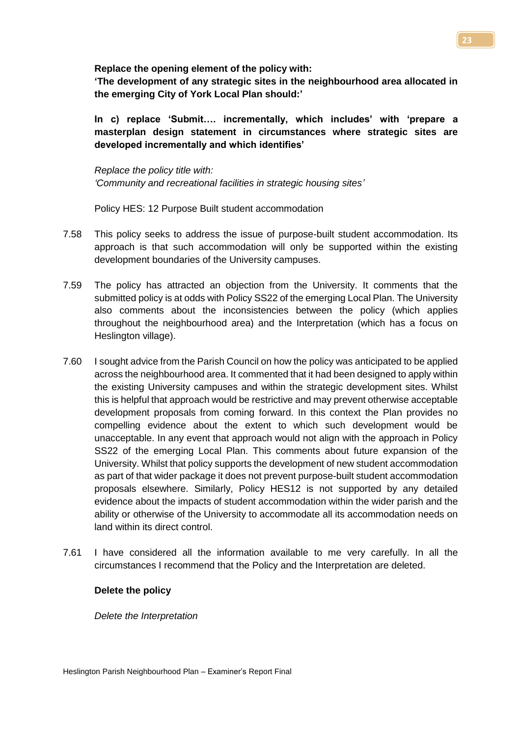**Replace the opening element of the policy with:**
**'The development of any strategic sites in the neighbourhood area allocated in the emerging City of York Local Plan should:'**

**In c) replace 'Submit…. incrementally, which includes' with 'prepare a masterplan design statement in circumstances where strategic sites are developed incrementally and which identifies'**

*Replace the policy title with:*
*'Community and recreational facilities in strategic housing sites'*

Policy HES: 12 Purpose Built student accommodation

7.58 This policy seeks to address the issue of purpose-built student accommodation. Its approach is that such accommodation will only be supported within the existing development boundaries of the University campuses.

7.59 The policy has attracted an objection from the University. It comments that the submitted policy is at odds with Policy SS22 of the emerging Local Plan. The University also comments about the inconsistencies between the policy (which applies throughout the neighbourhood area) and the Interpretation (which has a focus on Heslington village).

7.60 I sought advice from the Parish Council on how the policy was anticipated to be applied across the neighbourhood area. It commented that it had been designed to apply within the existing University campuses and within the strategic development sites. Whilst this is helpful that approach would be restrictive and may prevent otherwise acceptable development proposals from coming forward. In this context the Plan provides no compelling evidence about the extent to which such development would be unacceptable. In any event that approach would not align with the approach in Policy SS22 of the emerging Local Plan. This comments about future expansion of the University. Whilst that policy supports the development of new student accommodation as part of that wider package it does not prevent purpose-built student accommodation proposals elsewhere. Similarly, Policy HES12 is not supported by any detailed evidence about the impacts of student accommodation within the wider parish and the ability or otherwise of the University to accommodate all its accommodation needs on land within its direct control.

7.61 I have considered all the information available to me very carefully. In all the circumstances I recommend that the Policy and the Interpretation are deleted.

**Delete the policy**

*Delete the Interpretation*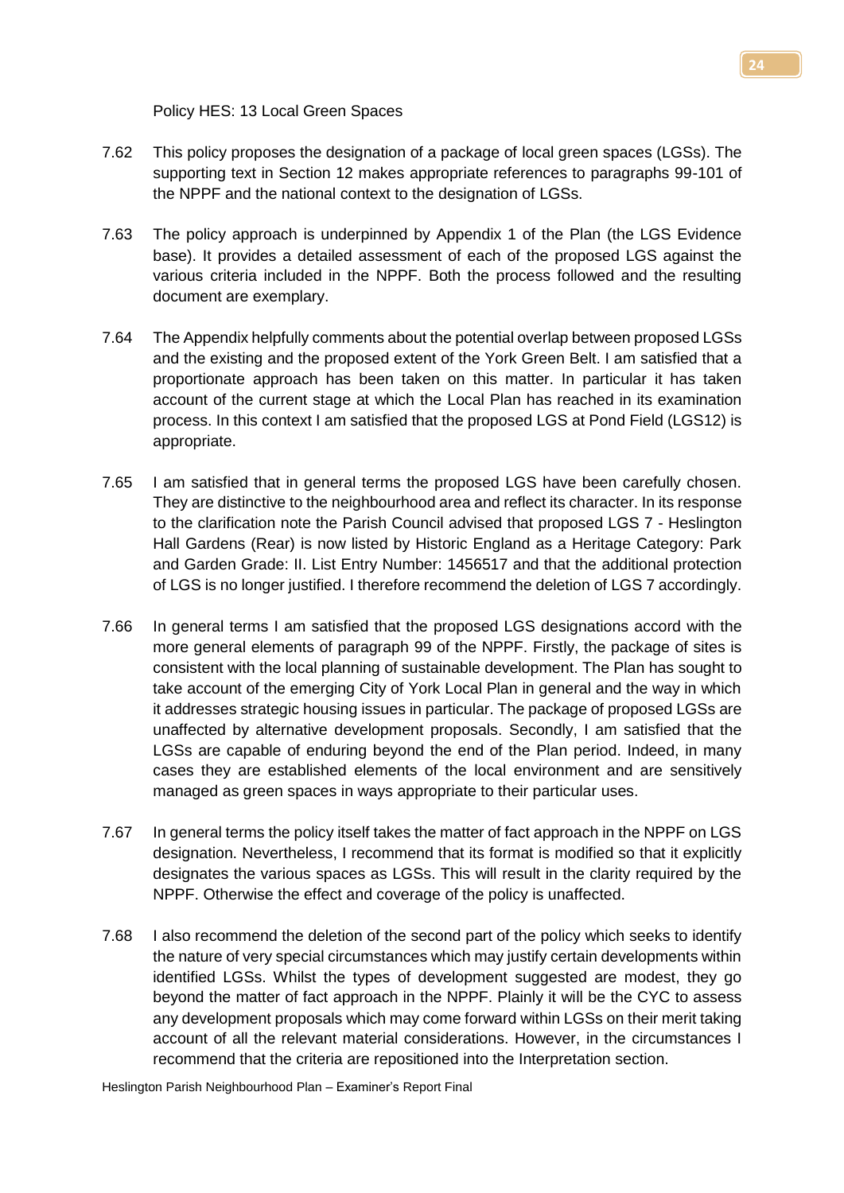Policy HES: 13 Local Green Spaces

7.62 This policy proposes the designation of a package of local green spaces (LGSs). The supporting text in Section 12 makes appropriate references to paragraphs 99-101 of the NPPF and the national context to the designation of LGSs.

7.63 The policy approach is underpinned by Appendix 1 of the Plan (the LGS Evidence base). It provides a detailed assessment of each of the proposed LGS against the various criteria included in the NPPF. Both the process followed and the resulting document are exemplary.

7.64 The Appendix helpfully comments about the potential overlap between proposed LGSs and the existing and the proposed extent of the York Green Belt. I am satisfied that a proportionate approach has been taken on this matter. In particular it has taken account of the current stage at which the Local Plan has reached in its examination process. In this context I am satisfied that the proposed LGS at Pond Field (LGS12) is appropriate.

7.65 I am satisfied that in general terms the proposed LGS have been carefully chosen. They are distinctive to the neighbourhood area and reflect its character. In its response to the clarification note the Parish Council advised that proposed LGS 7 - Heslington Hall Gardens (Rear) is now listed by Historic England as a Heritage Category: Park and Garden Grade: II. List Entry Number: 1456517 and that the additional protection of LGS is no longer justified. I therefore recommend the deletion of LGS 7 accordingly.

7.66 In general terms I am satisfied that the proposed LGS designations accord with the more general elements of paragraph 99 of the NPPF. Firstly, the package of sites is consistent with the local planning of sustainable development. The Plan has sought to take account of the emerging City of York Local Plan in general and the way in which it addresses strategic housing issues in particular. The package of proposed LGSs are unaffected by alternative development proposals. Secondly, I am satisfied that the LGSs are capable of enduring beyond the end of the Plan period. Indeed, in many cases they are established elements of the local environment and are sensitively managed as green spaces in ways appropriate to their particular uses.

7.67 In general terms the policy itself takes the matter of fact approach in the NPPF on LGS designation. Nevertheless, I recommend that its format is modified so that it explicitly designates the various spaces as LGSs. This will result in the clarity required by the NPPF. Otherwise the effect and coverage of the policy is unaffected.

7.68 I also recommend the deletion of the second part of the policy which seeks to identify the nature of very special circumstances which may justify certain developments within identified LGSs. Whilst the types of development suggested are modest, they go beyond the matter of fact approach in the NPPF. Plainly it will be the CYC to assess any development proposals which may come forward within LGSs on their merit taking account of all the relevant material considerations. However, in the circumstances I recommend that the criteria are repositioned into the Interpretation section.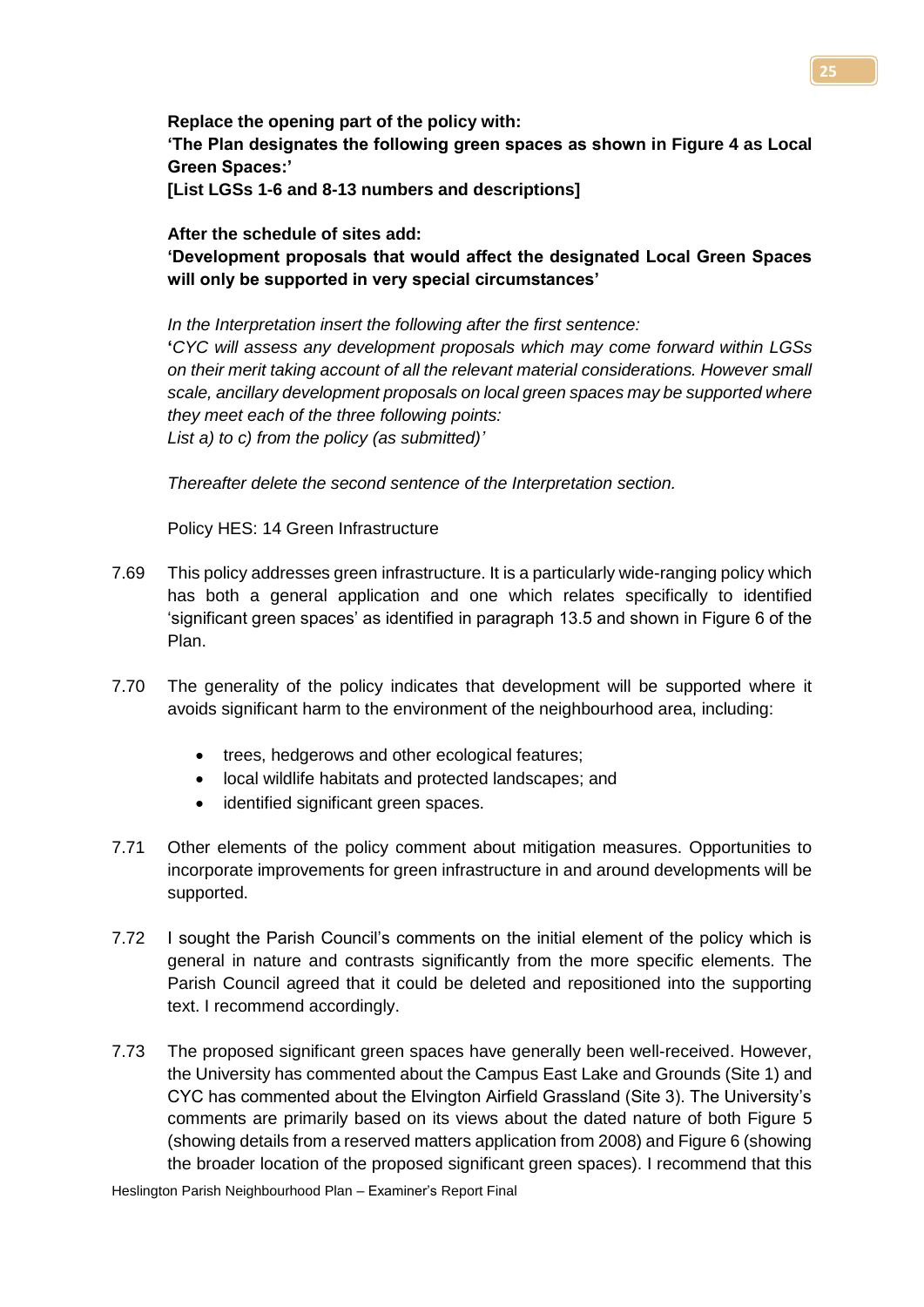**Replace the opening part of the policy with:**
**'The Plan designates the following green spaces as shown in Figure 4 as Local Green Spaces:'**
**[List LGSs 1-6 and 8-13 numbers and descriptions]**

**After the schedule of sites add:**
**'Development proposals that would affect the designated Local Green Spaces will only be supported in very special circumstances'**

*In the Interpretation insert the following after the first sentence:*
**'***CYC will assess any development proposals which may come forward within LGSs on their merit taking account of all the relevant material considerations. However small scale, ancillary development proposals on local green spaces may be supported where they meet each of the three following points:*
*List a) to c) from the policy (as submitted)'*

*Thereafter delete the second sentence of the Interpretation section.*

Policy HES: 14 Green Infrastructure

7.69 This policy addresses green infrastructure. It is a particularly wide-ranging policy which has both a general application and one which relates specifically to identified 'significant green spaces' as identified in paragraph 13.5 and shown in Figure 6 of the Plan.

7.70 The generality of the policy indicates that development will be supported where it avoids significant harm to the environment of the neighbourhood area, including:

- trees, hedgerows and other ecological features;
- local wildlife habitats and protected landscapes; and
- identified significant green spaces.

7.71 Other elements of the policy comment about mitigation measures. Opportunities to incorporate improvements for green infrastructure in and around developments will be supported.

7.72 I sought the Parish Council's comments on the initial element of the policy which is general in nature and contrasts significantly from the more specific elements. The Parish Council agreed that it could be deleted and repositioned into the supporting text. I recommend accordingly.

7.73 The proposed significant green spaces have generally been well-received. However, the University has commented about the Campus East Lake and Grounds (Site 1) and CYC has commented about the Elvington Airfield Grassland (Site 3). The University's comments are primarily based on its views about the dated nature of both Figure 5 (showing details from a reserved matters application from 2008) and Figure 6 (showing the broader location of the proposed significant green spaces). I recommend that this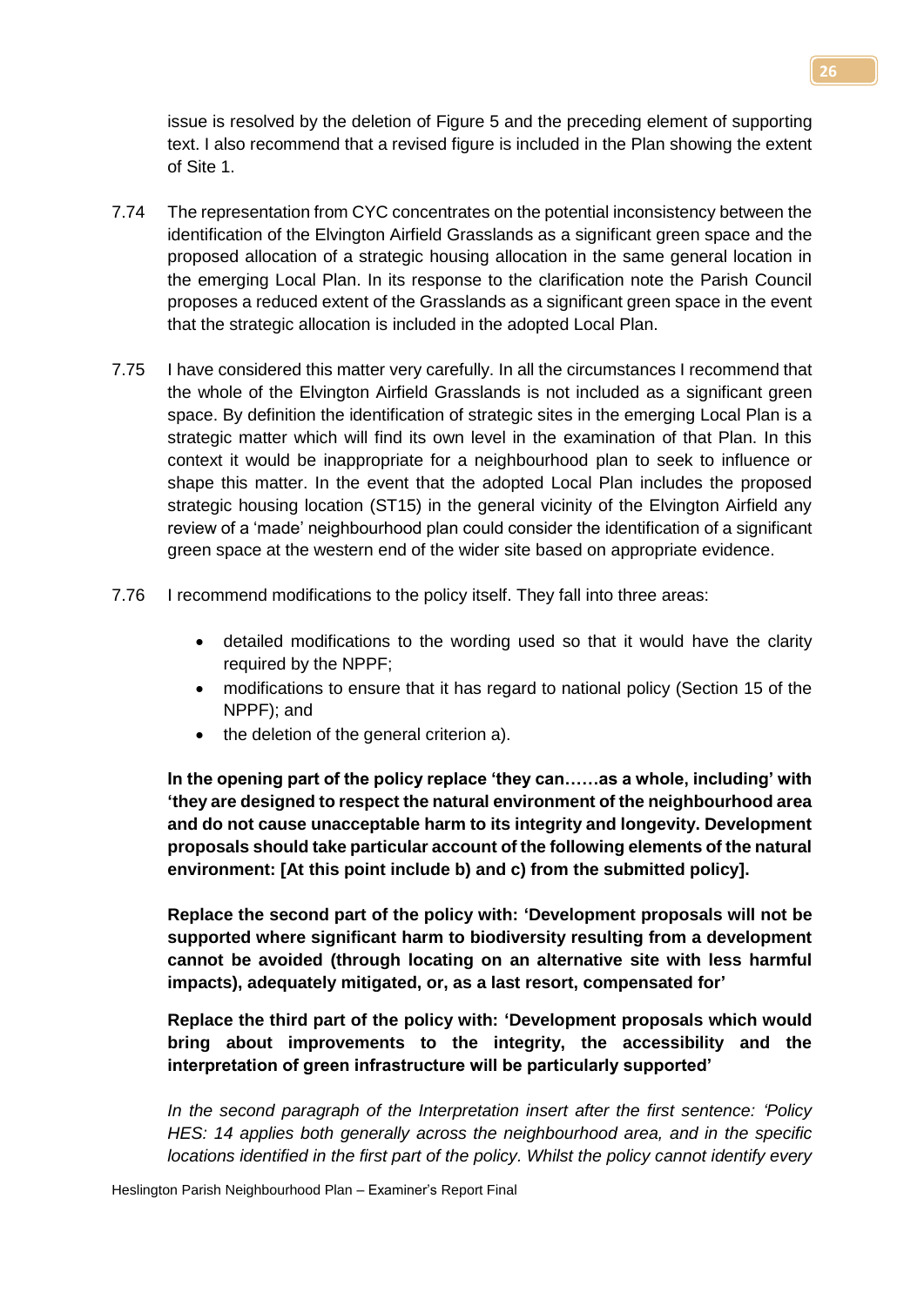issue is resolved by the deletion of Figure 5 and the preceding element of supporting text. I also recommend that a revised figure is included in the Plan showing the extent of Site 1.

7.74 The representation from CYC concentrates on the potential inconsistency between the identification of the Elvington Airfield Grasslands as a significant green space and the proposed allocation of a strategic housing allocation in the same general location in the emerging Local Plan. In its response to the clarification note the Parish Council proposes a reduced extent of the Grasslands as a significant green space in the event that the strategic allocation is included in the adopted Local Plan.

7.75 I have considered this matter very carefully. In all the circumstances I recommend that the whole of the Elvington Airfield Grasslands is not included as a significant green space. By definition the identification of strategic sites in the emerging Local Plan is a strategic matter which will find its own level in the examination of that Plan. In this context it would be inappropriate for a neighbourhood plan to seek to influence or shape this matter. In the event that the adopted Local Plan includes the proposed strategic housing location (ST15) in the general vicinity of the Elvington Airfield any review of a 'made' neighbourhood plan could consider the identification of a significant green space at the western end of the wider site based on appropriate evidence.

7.76 I recommend modifications to the policy itself. They fall into three areas:

- detailed modifications to the wording used so that it would have the clarity required by the NPPF;
- modifications to ensure that it has regard to national policy (Section 15 of the NPPF); and
- the deletion of the general criterion a).

**In the opening part of the policy replace 'they can……as a whole, including' with 'they are designed to respect the natural environment of the neighbourhood area and do not cause unacceptable harm to its integrity and longevity. Development proposals should take particular account of the following elements of the natural environment: [At this point include b) and c) from the submitted policy].**

**Replace the second part of the policy with: 'Development proposals will not be supported where significant harm to biodiversity resulting from a development cannot be avoided (through locating on an alternative site with less harmful impacts), adequately mitigated, or, as a last resort, compensated for'**

**Replace the third part of the policy with: 'Development proposals which would bring about improvements to the integrity, the accessibility and the interpretation of green infrastructure will be particularly supported'**

*In the second paragraph of the Interpretation insert after the first sentence: 'Policy HES: 14 applies both generally across the neighbourhood area, and in the specific locations identified in the first part of the policy. Whilst the policy cannot identify every*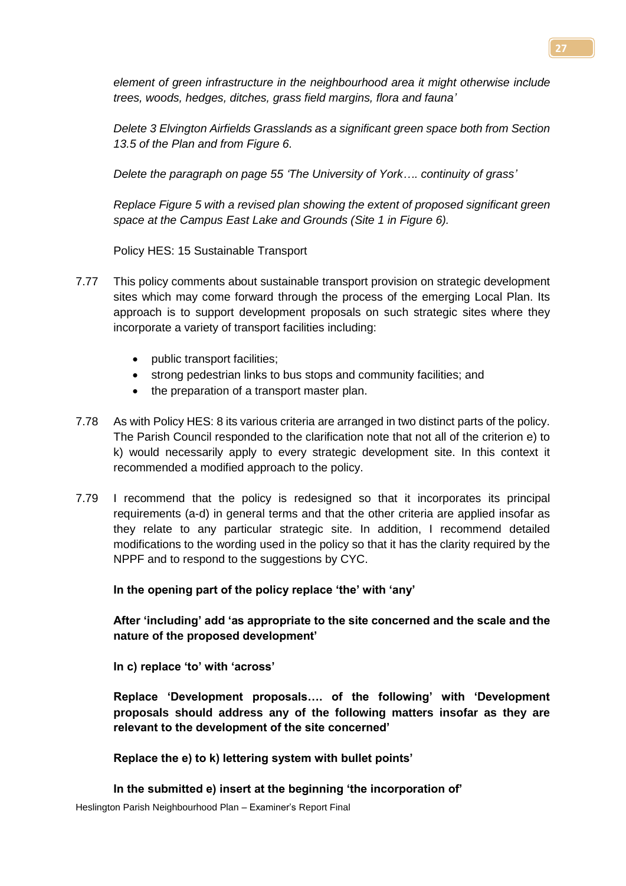*element of green infrastructure in the neighbourhood area it might otherwise include trees, woods, hedges, ditches, grass field margins, flora and fauna'*

*Delete 3 Elvington Airfields Grasslands as a significant green space both from Section 13.5 of the Plan and from Figure 6.*

*Delete the paragraph on page 55 'The University of York…. continuity of grass'*

*Replace Figure 5 with a revised plan showing the extent of proposed significant green space at the Campus East Lake and Grounds (Site 1 in Figure 6).*

Policy HES: 15 Sustainable Transport

7.77 This policy comments about sustainable transport provision on strategic development sites which may come forward through the process of the emerging Local Plan. Its approach is to support development proposals on such strategic sites where they incorporate a variety of transport facilities including:

- public transport facilities;
- strong pedestrian links to bus stops and community facilities; and
- the preparation of a transport master plan.

7.78 As with Policy HES: 8 its various criteria are arranged in two distinct parts of the policy. The Parish Council responded to the clarification note that not all of the criterion e) to k) would necessarily apply to every strategic development site. In this context it recommended a modified approach to the policy.

7.79 I recommend that the policy is redesigned so that it incorporates its principal requirements (a-d) in general terms and that the other criteria are applied insofar as they relate to any particular strategic site. In addition, I recommend detailed modifications to the wording used in the policy so that it has the clarity required by the NPPF and to respond to the suggestions by CYC.

**In the opening part of the policy replace 'the' with 'any'**

**After 'including' add 'as appropriate to the site concerned and the scale and the nature of the proposed development'**

**In c) replace 'to' with 'across'**

**Replace 'Development proposals…. of the following' with 'Development proposals should address any of the following matters insofar as they are relevant to the development of the site concerned'**

**Replace the e) to k) lettering system with bullet points'**

**In the submitted e) insert at the beginning 'the incorporation of'**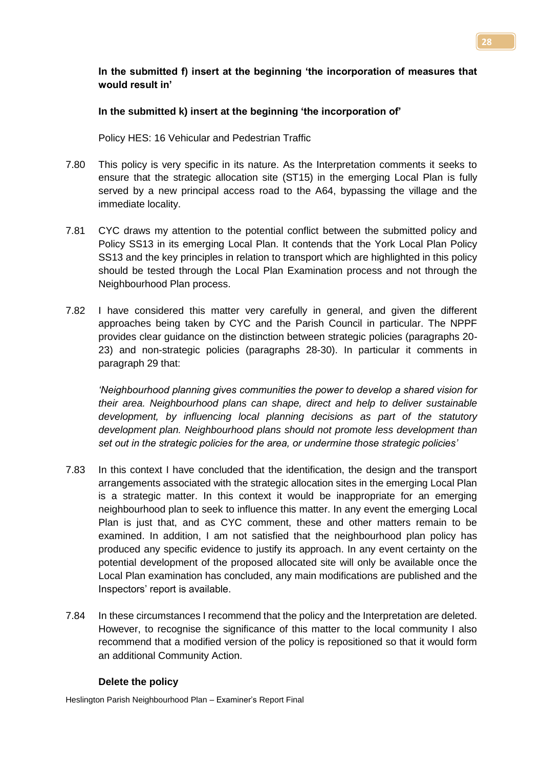**In the submitted f) insert at the beginning 'the incorporation of measures that would result in'**

**In the submitted k) insert at the beginning 'the incorporation of'**

Policy HES: 16 Vehicular and Pedestrian Traffic

7.80 This policy is very specific in its nature. As the Interpretation comments it seeks to ensure that the strategic allocation site (ST15) in the emerging Local Plan is fully served by a new principal access road to the A64, bypassing the village and the immediate locality.

7.81 CYC draws my attention to the potential conflict between the submitted policy and Policy SS13 in its emerging Local Plan. It contends that the York Local Plan Policy SS13 and the key principles in relation to transport which are highlighted in this policy should be tested through the Local Plan Examination process and not through the Neighbourhood Plan process.

7.82 I have considered this matter very carefully in general, and given the different approaches being taken by CYC and the Parish Council in particular. The NPPF provides clear guidance on the distinction between strategic policies (paragraphs 20-23) and non-strategic policies (paragraphs 28-30). In particular it comments in paragraph 29 that:

*'Neighbourhood planning gives communities the power to develop a shared vision for their area. Neighbourhood plans can shape, direct and help to deliver sustainable development, by influencing local planning decisions as part of the statutory development plan. Neighbourhood plans should not promote less development than set out in the strategic policies for the area, or undermine those strategic policies'*

7.83 In this context I have concluded that the identification, the design and the transport arrangements associated with the strategic allocation sites in the emerging Local Plan is a strategic matter. In this context it would be inappropriate for an emerging neighbourhood plan to seek to influence this matter. In any event the emerging Local Plan is just that, and as CYC comment, these and other matters remain to be examined. In addition, I am not satisfied that the neighbourhood plan policy has produced any specific evidence to justify its approach. In any event certainty on the potential development of the proposed allocated site will only be available once the Local Plan examination has concluded, any main modifications are published and the Inspectors' report is available.

7.84 In these circumstances I recommend that the policy and the Interpretation are deleted. However, to recognise the significance of this matter to the local community I also recommend that a modified version of the policy is repositioned so that it would form an additional Community Action.

**Delete the policy**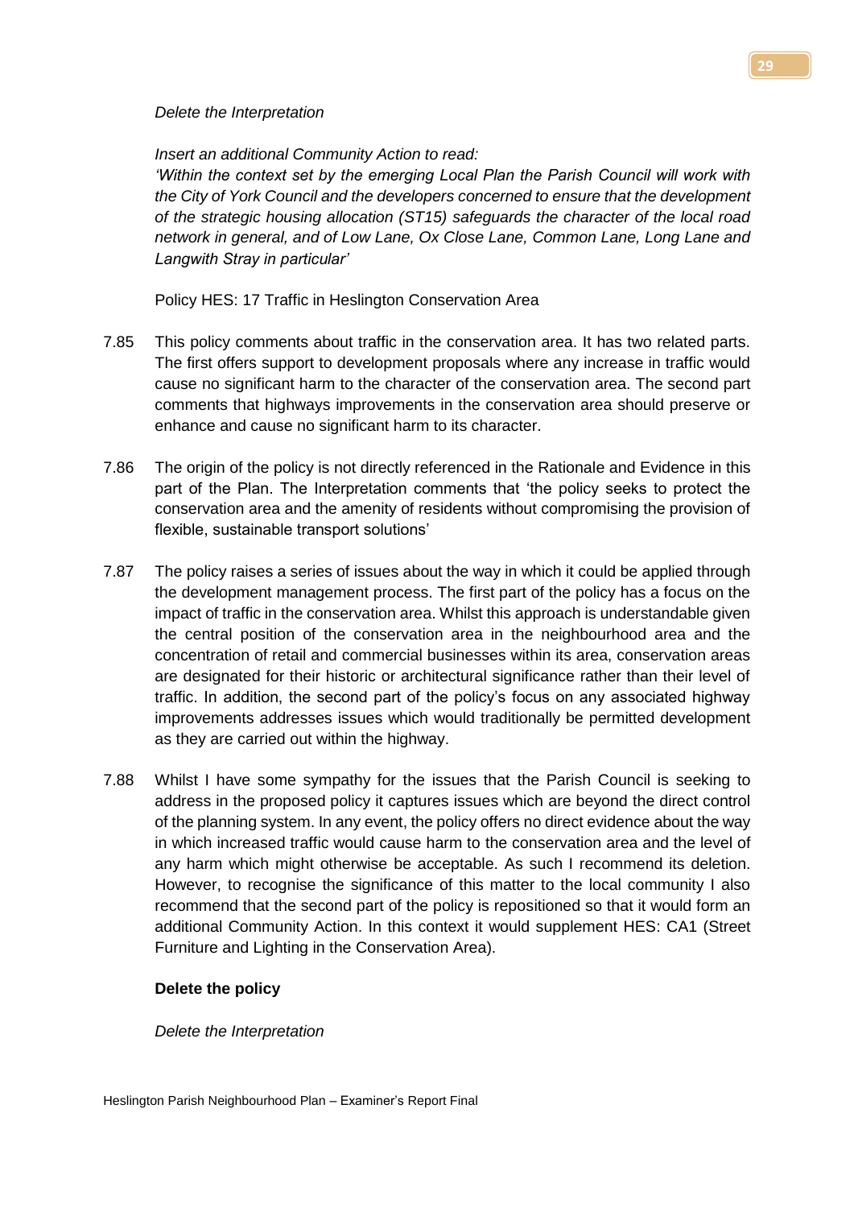*Delete the Interpretation*

*Insert an additional Community Action to read:*
*'Within the context set by the emerging Local Plan the Parish Council will work with the City of York Council and the developers concerned to ensure that the development of the strategic housing allocation (ST15) safeguards the character of the local road network in general, and of Low Lane, Ox Close Lane, Common Lane, Long Lane and Langwith Stray in particular'*

Policy HES: 17 Traffic in Heslington Conservation Area

7.85 This policy comments about traffic in the conservation area. It has two related parts. The first offers support to development proposals where any increase in traffic would cause no significant harm to the character of the conservation area. The second part comments that highways improvements in the conservation area should preserve or enhance and cause no significant harm to its character.

7.86 The origin of the policy is not directly referenced in the Rationale and Evidence in this part of the Plan. The Interpretation comments that 'the policy seeks to protect the conservation area and the amenity of residents without compromising the provision of flexible, sustainable transport solutions'

7.87 The policy raises a series of issues about the way in which it could be applied through the development management process. The first part of the policy has a focus on the impact of traffic in the conservation area. Whilst this approach is understandable given the central position of the conservation area in the neighbourhood area and the concentration of retail and commercial businesses within its area, conservation areas are designated for their historic or architectural significance rather than their level of traffic. In addition, the second part of the policy's focus on any associated highway improvements addresses issues which would traditionally be permitted development as they are carried out within the highway.

7.88 Whilst I have some sympathy for the issues that the Parish Council is seeking to address in the proposed policy it captures issues which are beyond the direct control of the planning system. In any event, the policy offers no direct evidence about the way in which increased traffic would cause harm to the conservation area and the level of any harm which might otherwise be acceptable. As such I recommend its deletion. However, to recognise the significance of this matter to the local community I also recommend that the second part of the policy is repositioned so that it would form an additional Community Action. In this context it would supplement HES: CA1 (Street Furniture and Lighting in the Conservation Area).

**Delete the policy**

*Delete the Interpretation*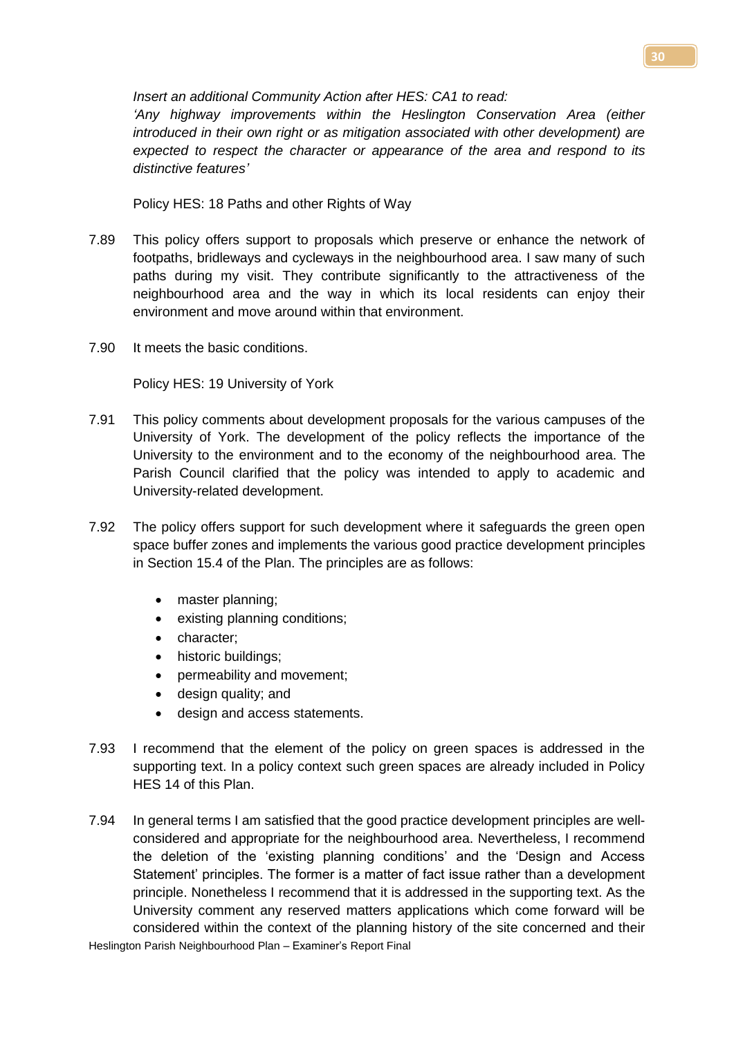*Insert an additional Community Action after HES: CA1 to read:*
*'Any highway improvements within the Heslington Conservation Area (either introduced in their own right or as mitigation associated with other development) are expected to respect the character or appearance of the area and respond to its distinctive features'*

Policy HES: 18 Paths and other Rights of Way

7.89 This policy offers support to proposals which preserve or enhance the network of footpaths, bridleways and cycleways in the neighbourhood area. I saw many of such paths during my visit. They contribute significantly to the attractiveness of the neighbourhood area and the way in which its local residents can enjoy their environment and move around within that environment.

7.90 It meets the basic conditions.

Policy HES: 19 University of York

7.91 This policy comments about development proposals for the various campuses of the University of York. The development of the policy reflects the importance of the University to the environment and to the economy of the neighbourhood area. The Parish Council clarified that the policy was intended to apply to academic and University-related development.

7.92 The policy offers support for such development where it safeguards the green open space buffer zones and implements the various good practice development principles in Section 15.4 of the Plan. The principles are as follows:

- master planning;
- existing planning conditions;
- character;
- historic buildings;
- permeability and movement;
- design quality; and
- design and access statements.

7.93 I recommend that the element of the policy on green spaces is addressed in the supporting text. In a policy context such green spaces are already included in Policy HES 14 of this Plan.

7.94 In general terms I am satisfied that the good practice development principles are well-considered and appropriate for the neighbourhood area. Nevertheless, I recommend the deletion of the 'existing planning conditions' and the 'Design and Access Statement' principles. The former is a matter of fact issue rather than a development principle. Nonetheless I recommend that it is addressed in the supporting text. As the University comment any reserved matters applications which come forward will be considered within the context of the planning history of the site concerned and their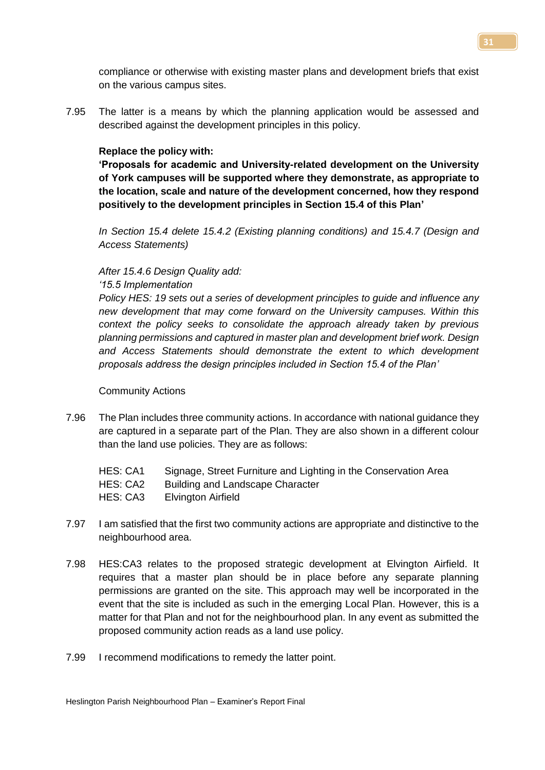compliance or otherwise with existing master plans and development briefs that exist on the various campus sites.

7.95 The latter is a means by which the planning application would be assessed and described against the development principles in this policy.

**Replace the policy with:**
**'Proposals for academic and University-related development on the University of York campuses will be supported where they demonstrate, as appropriate to the location, scale and nature of the development concerned, how they respond positively to the development principles in Section 15.4 of this Plan'**

*In Section 15.4 delete 15.4.2 (Existing planning conditions) and 15.4.7 (Design and Access Statements)*

*After 15.4.6 Design Quality add:*
*'15.5 Implementation*
*Policy HES: 19 sets out a series of development principles to guide and influence any new development that may come forward on the University campuses. Within this context the policy seeks to consolidate the approach already taken by previous planning permissions and captured in master plan and development brief work. Design and Access Statements should demonstrate the extent to which development proposals address the design principles included in Section 15.4 of the Plan'*

Community Actions

7.96 The Plan includes three community actions. In accordance with national guidance they are captured in a separate part of the Plan. They are also shown in a different colour than the land use policies. They are as follows:

| | |
|---|---|
| HES: CA1 | Signage, Street Furniture and Lighting in the Conservation Area |
| HES: CA2 | Building and Landscape Character |
| HES: CA3 | Elvington Airfield |

7.97 I am satisfied that the first two community actions are appropriate and distinctive to the neighbourhood area.

7.98 HES:CA3 relates to the proposed strategic development at Elvington Airfield. It requires that a master plan should be in place before any separate planning permissions are granted on the site. This approach may well be incorporated in the event that the site is included as such in the emerging Local Plan. However, this is a matter for that Plan and not for the neighbourhood plan. In any event as submitted the proposed community action reads as a land use policy.

7.99 I recommend modifications to remedy the latter point.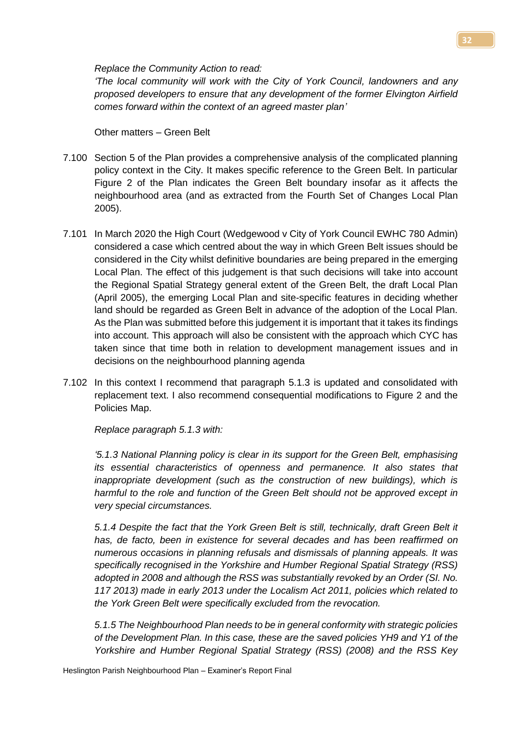*Replace the Community Action to read:*
*'The local community will work with the City of York Council, landowners and any proposed developers to ensure that any development of the former Elvington Airfield comes forward within the context of an agreed master plan'*

Other matters – Green Belt

7.100 Section 5 of the Plan provides a comprehensive analysis of the complicated planning policy context in the City. It makes specific reference to the Green Belt. In particular Figure 2 of the Plan indicates the Green Belt boundary insofar as it affects the neighbourhood area (and as extracted from the Fourth Set of Changes Local Plan 2005).

7.101 In March 2020 the High Court (Wedgewood v City of York Council EWHC 780 Admin) considered a case which centred about the way in which Green Belt issues should be considered in the City whilst definitive boundaries are being prepared in the emerging Local Plan. The effect of this judgement is that such decisions will take into account the Regional Spatial Strategy general extent of the Green Belt, the draft Local Plan (April 2005), the emerging Local Plan and site-specific features in deciding whether land should be regarded as Green Belt in advance of the adoption of the Local Plan. As the Plan was submitted before this judgement it is important that it takes its findings into account. This approach will also be consistent with the approach which CYC has taken since that time both in relation to development management issues and in decisions on the neighbourhood planning agenda

7.102 In this context I recommend that paragraph 5.1.3 is updated and consolidated with replacement text. I also recommend consequential modifications to Figure 2 and the Policies Map.

*Replace paragraph 5.1.3 with:*

*'5.1.3 National Planning policy is clear in its support for the Green Belt, emphasising its essential characteristics of openness and permanence. It also states that inappropriate development (such as the construction of new buildings), which is harmful to the role and function of the Green Belt should not be approved except in very special circumstances.*

*5.1.4 Despite the fact that the York Green Belt is still, technically, draft Green Belt it has, de facto, been in existence for several decades and has been reaffirmed on numerous occasions in planning refusals and dismissals of planning appeals. It was specifically recognised in the Yorkshire and Humber Regional Spatial Strategy (RSS) adopted in 2008 and although the RSS was substantially revoked by an Order (SI. No. 117 2013) made in early 2013 under the Localism Act 2011, policies which related to the York Green Belt were specifically excluded from the revocation.*

*5.1.5 The Neighbourhood Plan needs to be in general conformity with strategic policies of the Development Plan. In this case, these are the saved policies YH9 and Y1 of the Yorkshire and Humber Regional Spatial Strategy (RSS) (2008) and the RSS Key*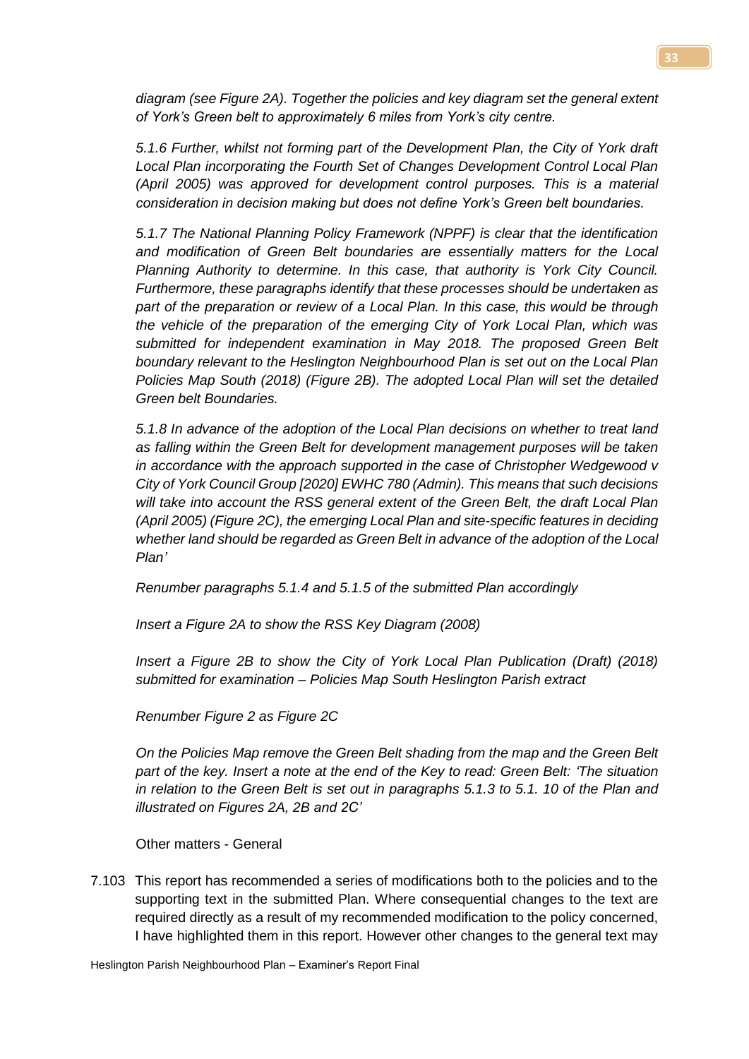*diagram (see Figure 2A). Together the policies and key diagram set the general extent of York's Green belt to approximately 6 miles from York's city centre.*

*5.1.6 Further, whilst not forming part of the Development Plan, the City of York draft Local Plan incorporating the Fourth Set of Changes Development Control Local Plan (April 2005) was approved for development control purposes. This is a material consideration in decision making but does not define York's Green belt boundaries.*

*5.1.7 The National Planning Policy Framework (NPPF) is clear that the identification and modification of Green Belt boundaries are essentially matters for the Local Planning Authority to determine. In this case, that authority is York City Council. Furthermore, these paragraphs identify that these processes should be undertaken as part of the preparation or review of a Local Plan. In this case, this would be through the vehicle of the preparation of the emerging City of York Local Plan, which was submitted for independent examination in May 2018. The proposed Green Belt boundary relevant to the Heslington Neighbourhood Plan is set out on the Local Plan Policies Map South (2018) (Figure 2B). The adopted Local Plan will set the detailed Green belt Boundaries.*

*5.1.8 In advance of the adoption of the Local Plan decisions on whether to treat land as falling within the Green Belt for development management purposes will be taken in accordance with the approach supported in the case of Christopher Wedgewood v City of York Council Group [2020] EWHC 780 (Admin). This means that such decisions will take into account the RSS general extent of the Green Belt, the draft Local Plan (April 2005) (Figure 2C), the emerging Local Plan and site-specific features in deciding whether land should be regarded as Green Belt in advance of the adoption of the Local Plan'*

*Renumber paragraphs 5.1.4 and 5.1.5 of the submitted Plan accordingly*

*Insert a Figure 2A to show the RSS Key Diagram (2008)*

*Insert a Figure 2B to show the City of York Local Plan Publication (Draft) (2018) submitted for examination – Policies Map South Heslington Parish extract*

*Renumber Figure 2 as Figure 2C*

*On the Policies Map remove the Green Belt shading from the map and the Green Belt part of the key. Insert a note at the end of the Key to read: Green Belt: 'The situation in relation to the Green Belt is set out in paragraphs 5.1.3 to 5.1. 10 of the Plan and illustrated on Figures 2A, 2B and 2C'*

Other matters - General

7.103 This report has recommended a series of modifications both to the policies and to the supporting text in the submitted Plan. Where consequential changes to the text are required directly as a result of my recommended modification to the policy concerned, I have highlighted them in this report. However other changes to the general text may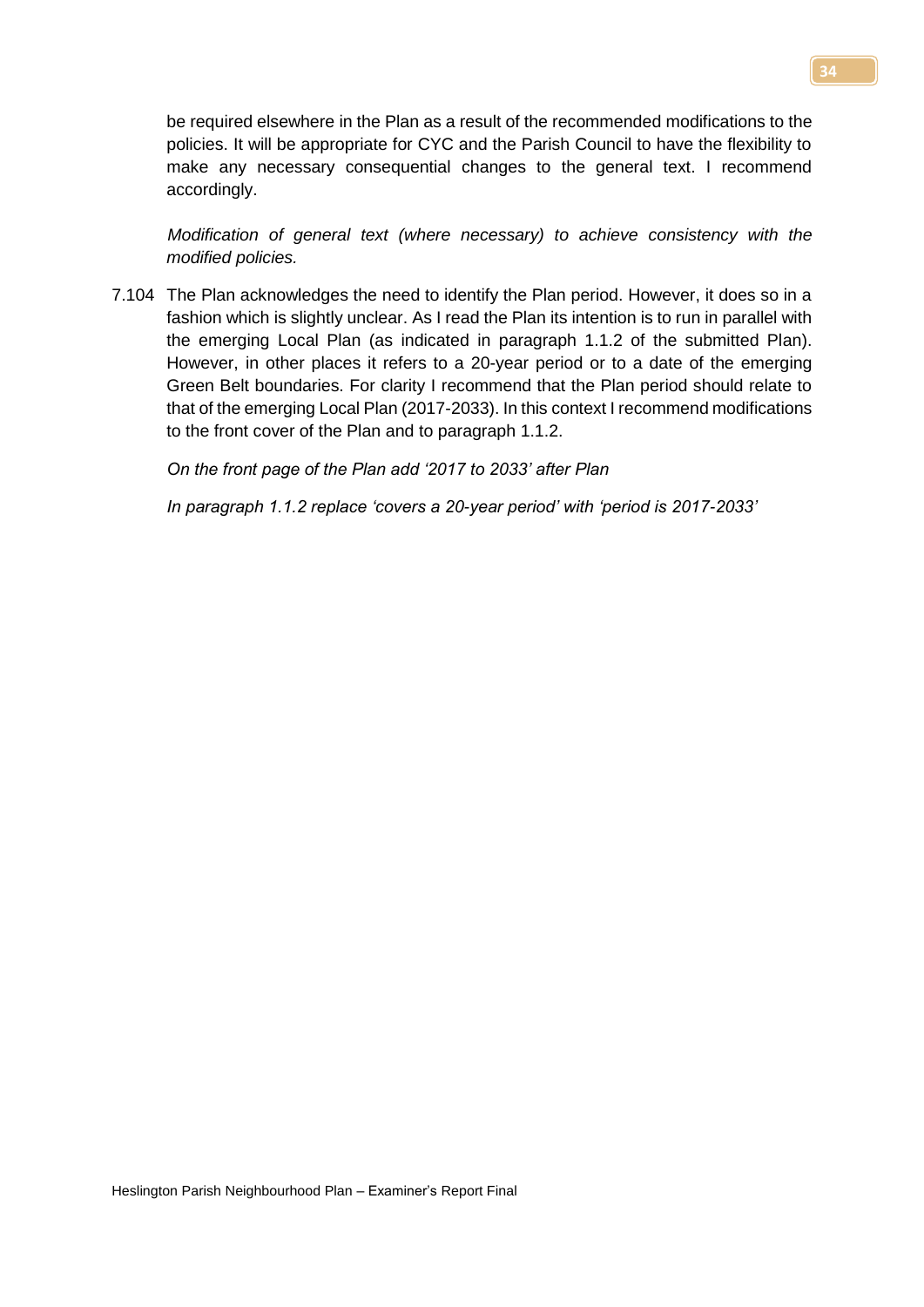be required elsewhere in the Plan as a result of the recommended modifications to the policies. It will be appropriate for CYC and the Parish Council to have the flexibility to make any necessary consequential changes to the general text. I recommend accordingly.

*Modification of general text (where necessary) to achieve consistency with the modified policies.*

7.104 The Plan acknowledges the need to identify the Plan period. However, it does so in a fashion which is slightly unclear. As I read the Plan its intention is to run in parallel with the emerging Local Plan (as indicated in paragraph 1.1.2 of the submitted Plan). However, in other places it refers to a 20-year period or to a date of the emerging Green Belt boundaries. For clarity I recommend that the Plan period should relate to that of the emerging Local Plan (2017-2033). In this context I recommend modifications to the front cover of the Plan and to paragraph 1.1.2.

*On the front page of the Plan add '2017 to 2033' after Plan*

*In paragraph 1.1.2 replace 'covers a 20-year period' with 'period is 2017-2033'*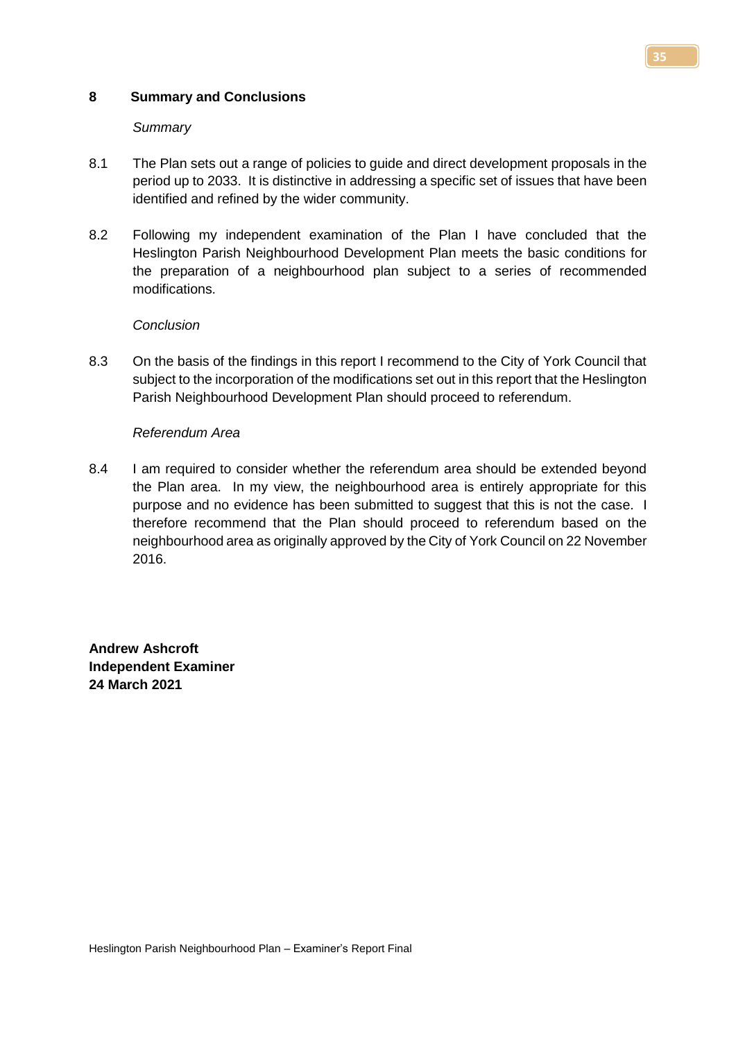## 8 Summary and Conclusions

*Summary*

8.1 The Plan sets out a range of policies to guide and direct development proposals in the period up to 2033. It is distinctive in addressing a specific set of issues that have been identified and refined by the wider community.

8.2 Following my independent examination of the Plan I have concluded that the Heslington Parish Neighbourhood Development Plan meets the basic conditions for the preparation of a neighbourhood plan subject to a series of recommended modifications.

*Conclusion*

8.3 On the basis of the findings in this report I recommend to the City of York Council that subject to the incorporation of the modifications set out in this report that the Heslington Parish Neighbourhood Development Plan should proceed to referendum.

*Referendum Area*

8.4 I am required to consider whether the referendum area should be extended beyond the Plan area. In my view, the neighbourhood area is entirely appropriate for this purpose and no evidence has been submitted to suggest that this is not the case. I therefore recommend that the Plan should proceed to referendum based on the neighbourhood area as originally approved by the City of York Council on 22 November 2016.

**Andrew Ashcroft**
**Independent Examiner**
**24 March 2021**